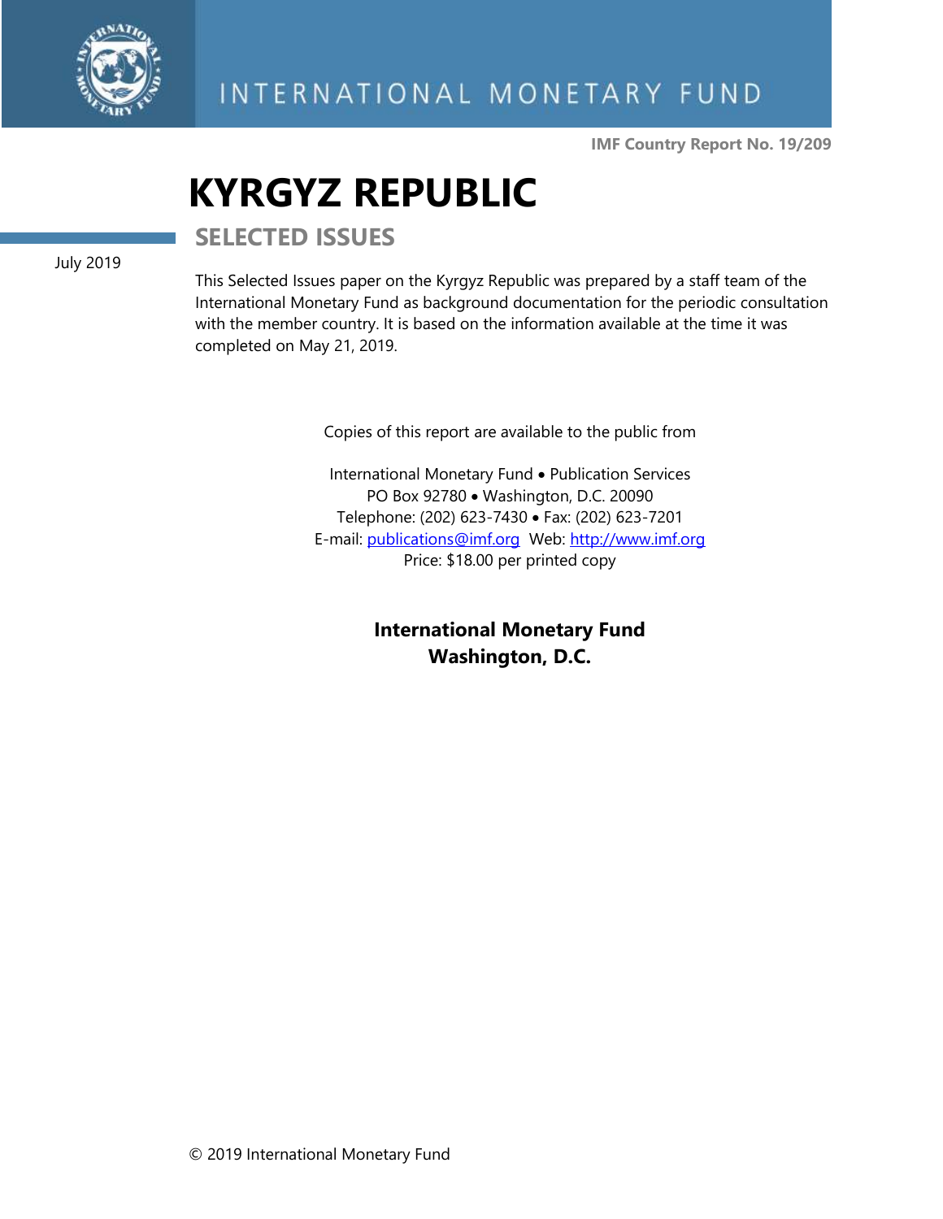INTERNATIONAL MONETARY FUND

**IMF Country Report No. 19/209**

# KYRGYZ REPUBLIC

## SELECTED ISSUES

July 2019

This Selected Issues paper on the Kyrgyz Republic was prepared by a staff team of the International Monetary Fund as background documentation for the periodic consultation with the member country. It is based on the information available at the time it was completed on May 21, 2019.

Copies of this report are available to the public from

International Monetary Fund • Publication Services
PO Box 92780 • Washington, D.C. 20090
Telephone: (202) 623-7430 • Fax: (202) 623-7201
E-mail: publications@imf.org Web: http://www.imf.org
Price: $18.00 per printed copy

**International Monetary Fund**
**Washington, D.C.**

© 2019 International Monetary Fund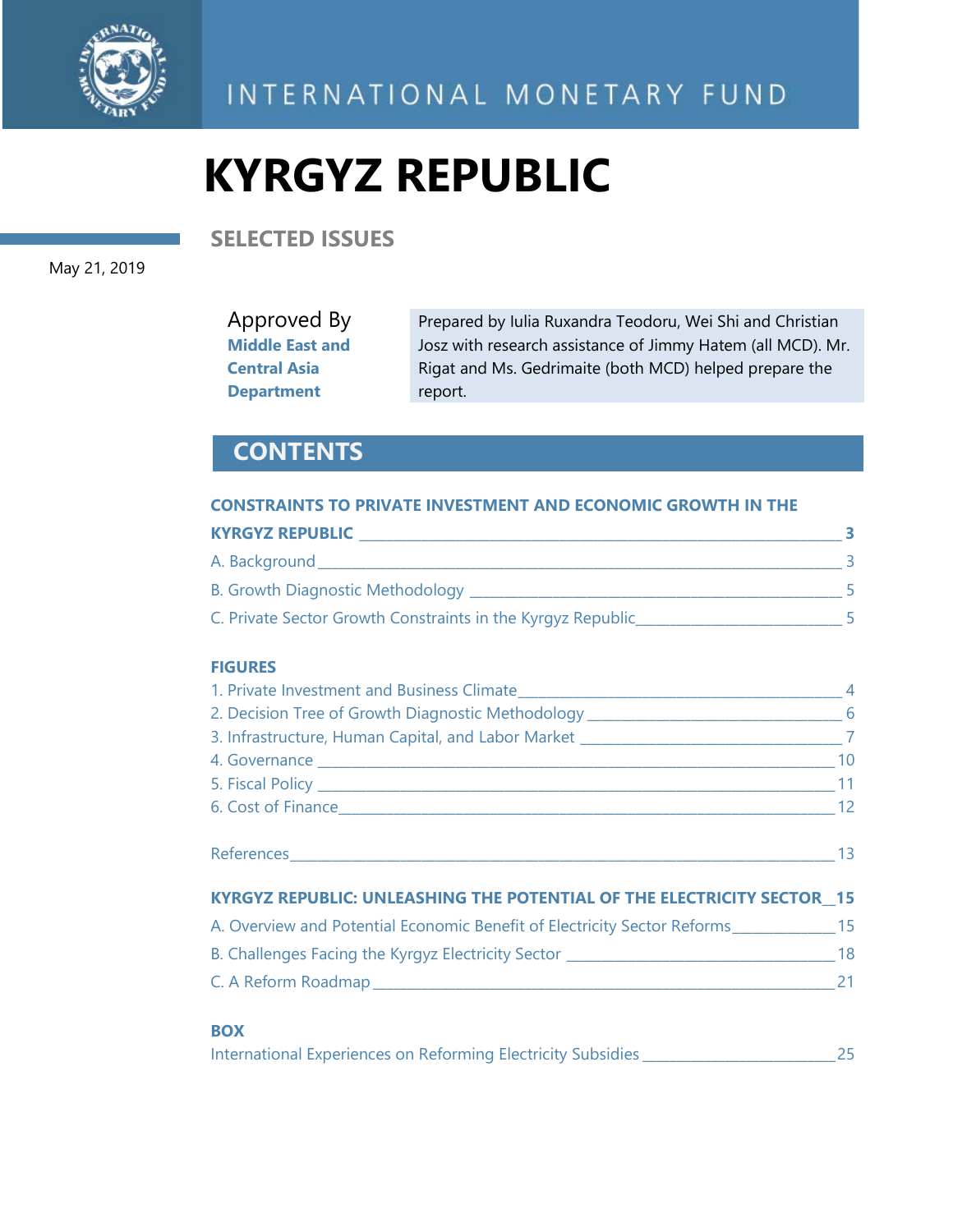INTERNATIONAL MONETARY FUND

# KYRGYZ REPUBLIC

## SELECTED ISSUES

May 21, 2019

| Approved By | |
|---|---|
| **Middle East and Central Asia Department** | Prepared by Iulia Ruxandra Teodoru, Wei Shi and Christian Josz with research assistance of Jimmy Hatem (all MCD). Mr. Rigat and Ms. Gedrimaite (both MCD) helped prepare the report. |

## CONTENTS

**CONSTRAINTS TO PRIVATE INVESTMENT AND ECONOMIC GROWTH IN THE KYRGYZ REPUBLIC** — **3**

A. Background — 3

B. Growth Diagnostic Methodology — 5

C. Private Sector Growth Constraints in the Kyrgyz Republic — 5

**FIGURES**

1. Private Investment and Business Climate — 4
2. Decision Tree of Growth Diagnostic Methodology — 6
3. Infrastructure, Human Capital, and Labor Market — 7
4. Governance — 10
5. Fiscal Policy — 11
6. Cost of Finance — 12

References — 13

**KYRGYZ REPUBLIC: UNLEASHING THE POTENTIAL OF THE ELECTRICITY SECTOR** — **15**

A. Overview and Potential Economic Benefit of Electricity Sector Reforms — 15

B. Challenges Facing the Kyrgyz Electricity Sector — 18

C. A Reform Roadmap — 21

**BOX**

International Experiences on Reforming Electricity Subsidies — 25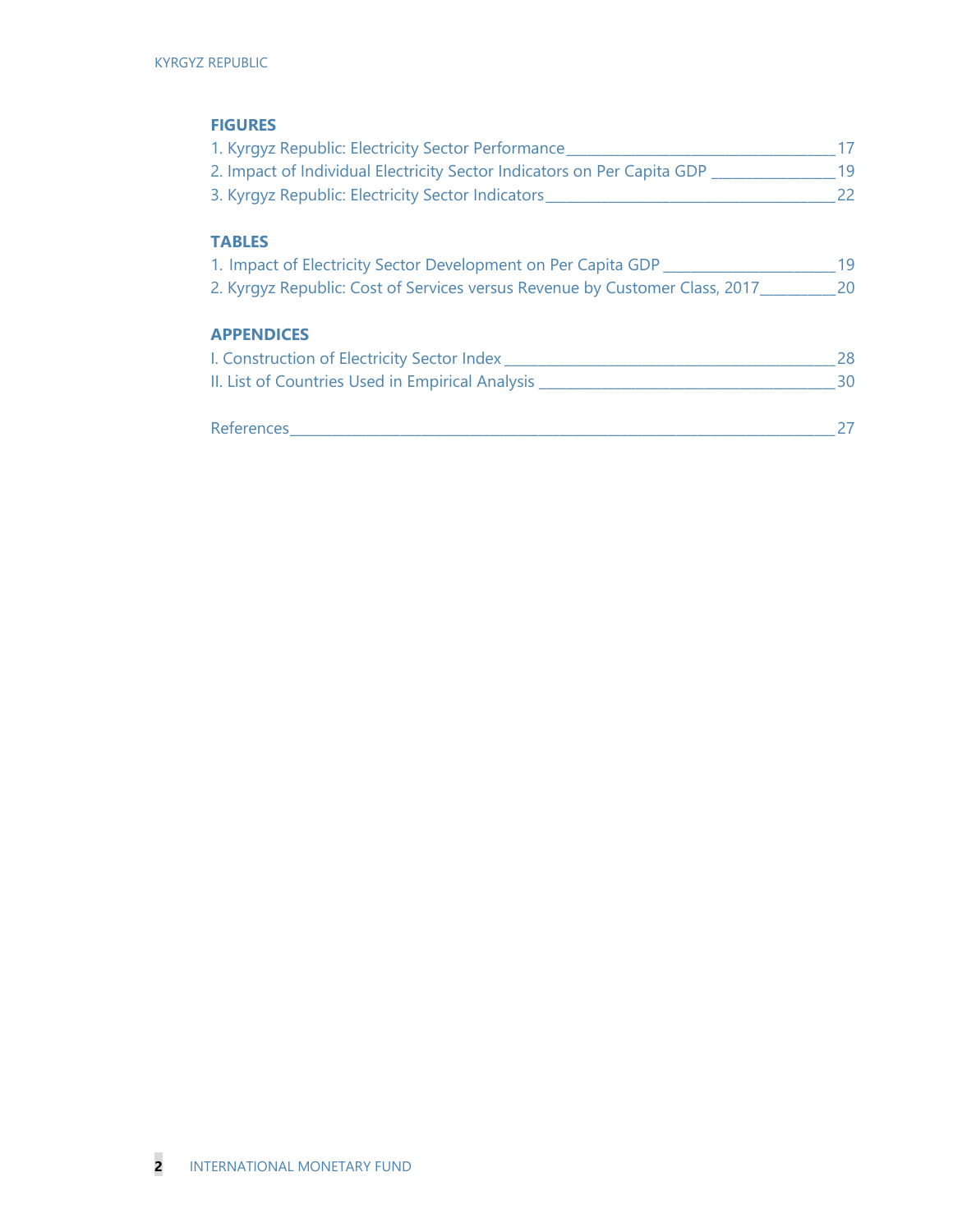## FIGURES

1. Kyrgyz Republic: Electricity Sector Performance ____ 17
2. Impact of Individual Electricity Sector Indicators on Per Capita GDP ____ 19
3. Kyrgyz Republic: Electricity Sector Indicators ____ 22

## TABLES

1. Impact of Electricity Sector Development on Per Capita GDP ____ 19
2. Kyrgyz Republic: Cost of Services versus Revenue by Customer Class, 2017 ____ 20

## APPENDICES

I. Construction of Electricity Sector Index ____ 28
II. List of Countries Used in Empirical Analysis ____ 30

References ____ 27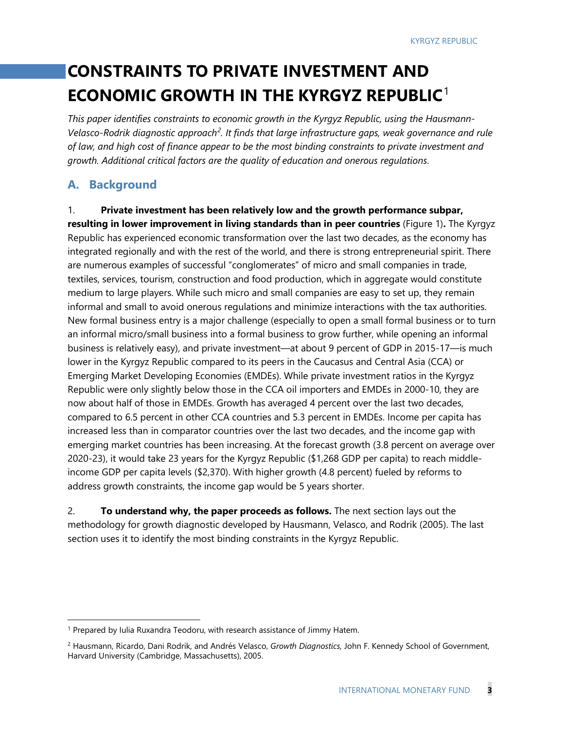# CONSTRAINTS TO PRIVATE INVESTMENT AND ECONOMIC GROWTH IN THE KYRGYZ REPUBLIC[1]

*This paper identifies constraints to economic growth in the Kyrgyz Republic, using the Hausmann-Velasco-Rodrik diagnostic approach[2]. It finds that large infrastructure gaps, weak governance and rule of law, and high cost of finance appear to be the most binding constraints to private investment and growth. Additional critical factors are the quality of education and onerous regulations.*

## A. Background

1. **Private investment has been relatively low and the growth performance subpar, resulting in lower improvement in living standards than in peer countries** (Figure 1)**.** The Kyrgyz Republic has experienced economic transformation over the last two decades, as the economy has integrated regionally and with the rest of the world, and there is strong entrepreneurial spirit. There are numerous examples of successful "conglomerates" of micro and small companies in trade, textiles, services, tourism, construction and food production, which in aggregate would constitute medium to large players. While such micro and small companies are easy to set up, they remain informal and small to avoid onerous regulations and minimize interactions with the tax authorities. New formal business entry is a major challenge (especially to open a small formal business or to turn an informal micro/small business into a formal business to grow further, while opening an informal business is relatively easy), and private investment—at about 9 percent of GDP in 2015-17—is much lower in the Kyrgyz Republic compared to its peers in the Caucasus and Central Asia (CCA) or Emerging Market Developing Economies (EMDEs). While private investment ratios in the Kyrgyz Republic were only slightly below those in the CCA oil importers and EMDEs in 2000-10, they are now about half of those in EMDEs. Growth has averaged 4 percent over the last two decades, compared to 6.5 percent in other CCA countries and 5.3 percent in EMDEs. Income per capita has increased less than in comparator countries over the last two decades, and the income gap with emerging market countries has been increasing. At the forecast growth (3.8 percent on average over 2020-23), it would take 23 years for the Kyrgyz Republic ($1,268 GDP per capita) to reach middle-income GDP per capita levels ($2,370). With higher growth (4.8 percent) fueled by reforms to address growth constraints, the income gap would be 5 years shorter.

2. **To understand why, the paper proceeds as follows.** The next section lays out the methodology for growth diagnostic developed by Hausmann, Velasco, and Rodrik (2005). The last section uses it to identify the most binding constraints in the Kyrgyz Republic.

---

[1] Prepared by Iulia Ruxandra Teodoru, with research assistance of Jimmy Hatem.

[2] Hausmann, Ricardo, Dani Rodrik, and Andrés Velasco, *Growth Diagnostics,* John F. Kennedy School of Government, Harvard University (Cambridge, Massachusetts), 2005.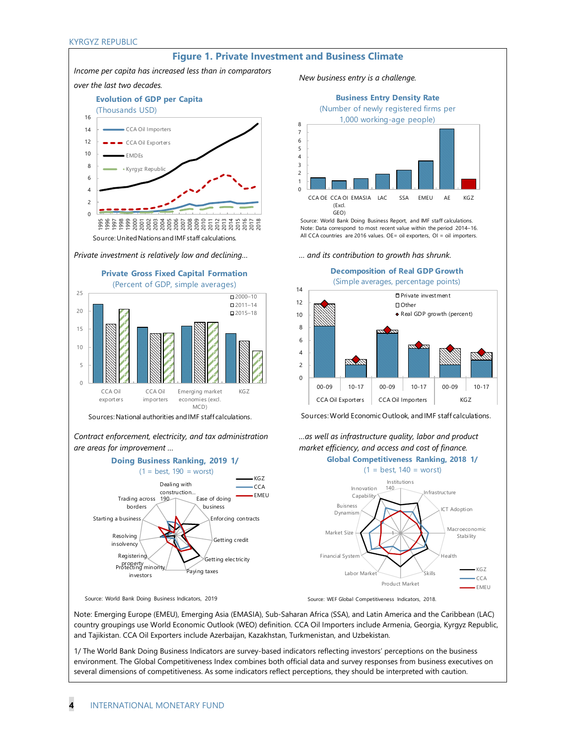# Figure 1. Private Investment and Business Climate

*Income per capita has increased less than in comparators over the last two decades.*

**Evolution of GDP per Capita**
(Thousands USD)

Source: United Nations and IMF staff calculations.

*New business entry is a challenge.*

**Business Entry Density Rate**
(Number of newly registered firms per 1,000 working-age people)

Source: World Bank Doing Business Report, and IMF staff calculations.
Note: Data correspond to most recent value within the period 2014–16. All CCA countries are 2016 values. OE= oil exporters, OI = oil importers.

*Private investment is relatively low and declining...*

**Private Gross Fixed Capital Formation**
(Percent of GDP, simple averages)

Sources: National authorities and IMF staff calculations.

*... and its contribution to growth has shrunk.*

**Decomposition of Real GDP Growth**
(Simple averages, percentage points)

Sources: World Economic Outlook, and IMF staff calculations.

*Contract enforcement, electricity, and tax administration are areas for improvement ...*

**Doing Business Ranking, 2019 1/**
(1 = best, 190 = worst)

Source: World Bank Doing Business Indicators, 2019

*...as well as infrastructure quality, labor and product market efficiency, and access and cost of finance.*

**Global Competitiveness Ranking, 2018 1/**
(1 = best, 140 = worst)

Source: WEF Global Competitiveness Indicators, 2018.

Note: Emerging Europe (EMEU), Emerging Asia (EMASIA), Sub-Saharan Africa (SSA), and Latin America and the Caribbean (LAC) country groupings use World Economic Outlook (WEO) definition. CCA Oil Importers include Armenia, Georgia, Kyrgyz Republic, and Tajikistan. CCA Oil Exporters include Azerbaijan, Kazakhstan, Turkmenistan, and Uzbekistan.

1/ The World Bank Doing Business Indicators are survey-based indicators reflecting investors' perceptions on the business environment. The Global Competitiveness Index combines both official data and survey responses from business executives on several dimensions of competitiveness. As some indicators reflect perceptions, they should be interpreted with caution.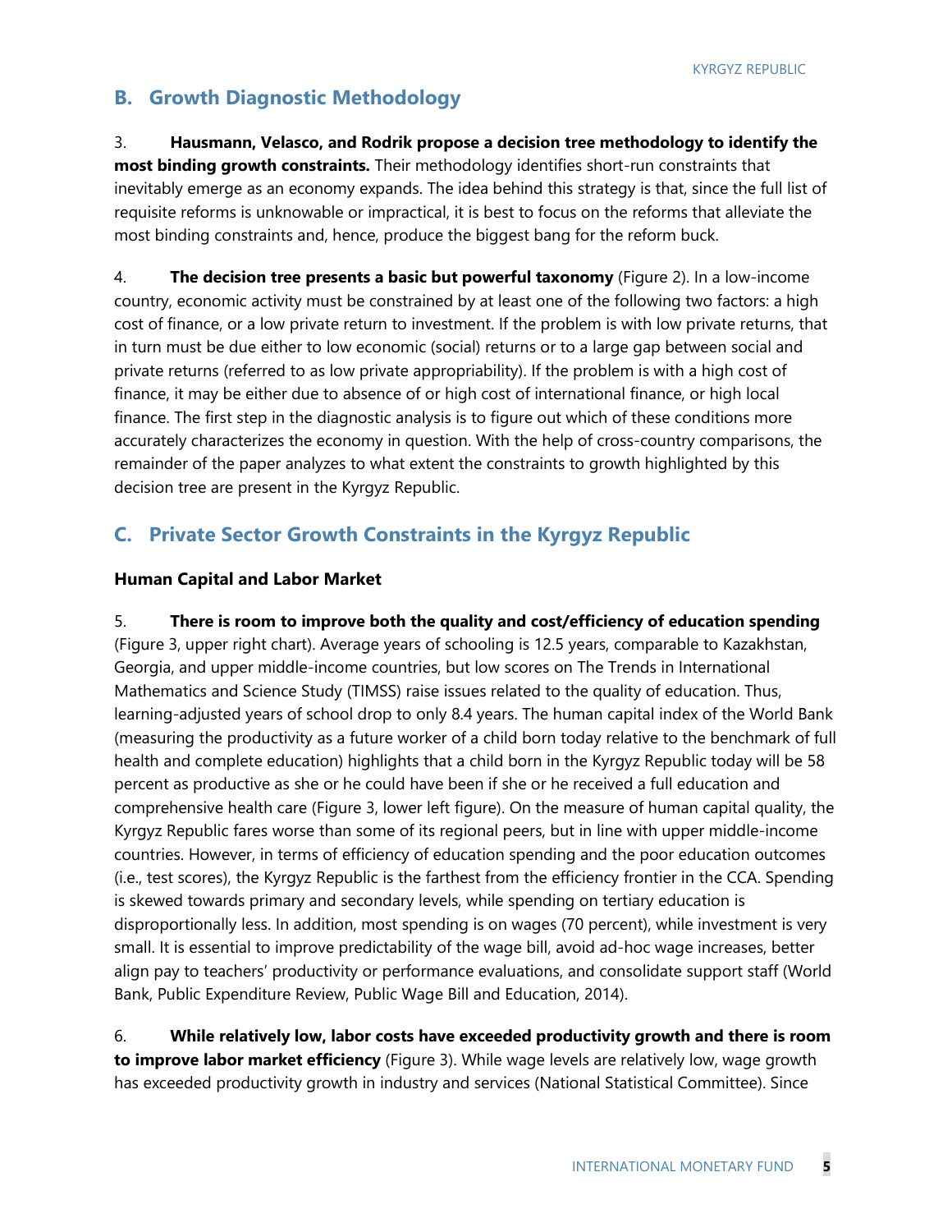## B. Growth Diagnostic Methodology

3. **Hausmann, Velasco, and Rodrik propose a decision tree methodology to identify the most binding growth constraints.** Their methodology identifies short-run constraints that inevitably emerge as an economy expands. The idea behind this strategy is that, since the full list of requisite reforms is unknowable or impractical, it is best to focus on the reforms that alleviate the most binding constraints and, hence, produce the biggest bang for the reform buck.

4. **The decision tree presents a basic but powerful taxonomy** (Figure 2). In a low-income country, economic activity must be constrained by at least one of the following two factors: a high cost of finance, or a low private return to investment. If the problem is with low private returns, that in turn must be due either to low economic (social) returns or to a large gap between social and private returns (referred to as low private appropriability). If the problem is with a high cost of finance, it may be either due to absence of or high cost of international finance, or high local finance. The first step in the diagnostic analysis is to figure out which of these conditions more accurately characterizes the economy in question. With the help of cross-country comparisons, the remainder of the paper analyzes to what extent the constraints to growth highlighted by this decision tree are present in the Kyrgyz Republic.

## C. Private Sector Growth Constraints in the Kyrgyz Republic

### Human Capital and Labor Market

5. **There is room to improve both the quality and cost/efficiency of education spending** (Figure 3, upper right chart). Average years of schooling is 12.5 years, comparable to Kazakhstan, Georgia, and upper middle-income countries, but low scores on The Trends in International Mathematics and Science Study (TIMSS) raise issues related to the quality of education. Thus, learning-adjusted years of school drop to only 8.4 years. The human capital index of the World Bank (measuring the productivity as a future worker of a child born today relative to the benchmark of full health and complete education) highlights that a child born in the Kyrgyz Republic today will be 58 percent as productive as she or he could have been if she or he received a full education and comprehensive health care (Figure 3, lower left figure). On the measure of human capital quality, the Kyrgyz Republic fares worse than some of its regional peers, but in line with upper middle-income countries. However, in terms of efficiency of education spending and the poor education outcomes (i.e., test scores), the Kyrgyz Republic is the farthest from the efficiency frontier in the CCA. Spending is skewed towards primary and secondary levels, while spending on tertiary education is disproportionally less. In addition, most spending is on wages (70 percent), while investment is very small. It is essential to improve predictability of the wage bill, avoid ad-hoc wage increases, better align pay to teachers' productivity or performance evaluations, and consolidate support staff (World Bank, Public Expenditure Review, Public Wage Bill and Education, 2014).

6. **While relatively low, labor costs have exceeded productivity growth and there is room to improve labor market efficiency** (Figure 3). While wage levels are relatively low, wage growth has exceeded productivity growth in industry and services (National Statistical Committee). Since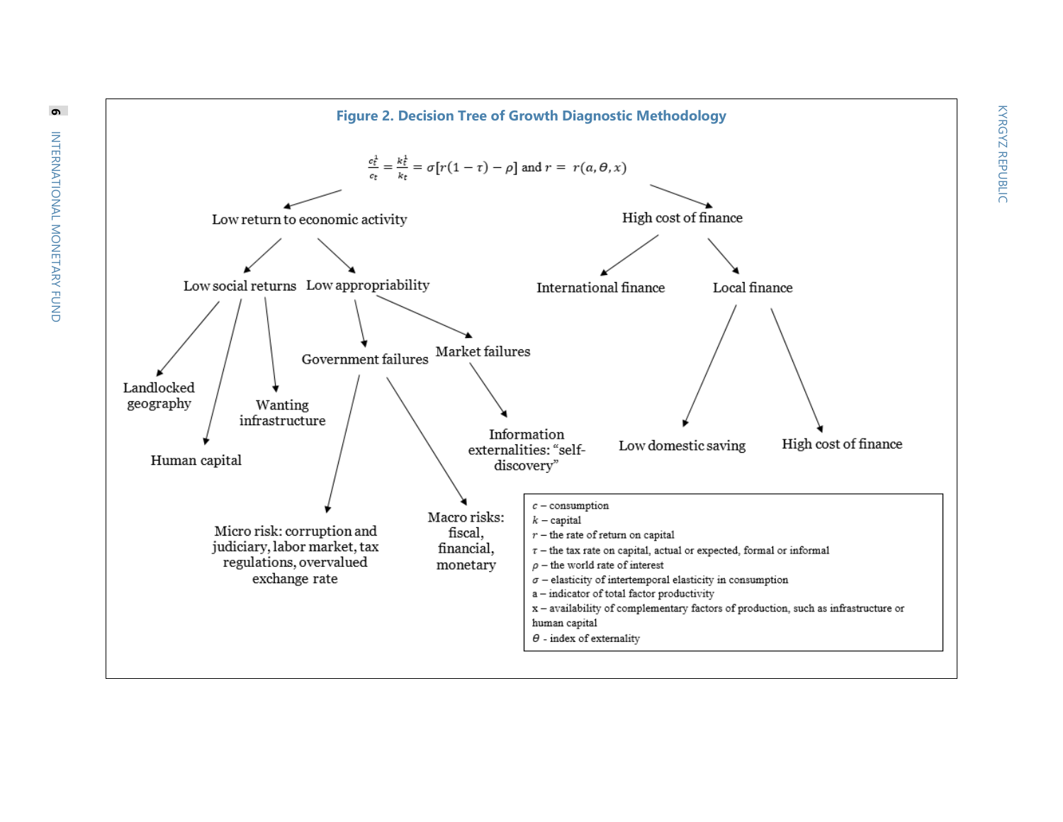**Figure 2. Decision Tree of Growth Diagnostic Methodology**

$$\frac{c_t^{\cdot}}{c_t} = \frac{k_t^{\cdot}}{k_t} = \sigma[r(1-\tau) - \rho] \text{ and } r = r(a, \theta, x)$$

- Low return to economic activity
  - Low social returns
    - Landlocked geography
    - Human capital
    - Wanting infrastructure
  - Low appropriability
    - Government failures
      - Micro risk: corruption and judiciary, labor market, tax regulations, overvalued exchange rate
      - Macro risks: fiscal, financial, monetary
    - Market failures
      - Information externalities: "self-discovery"
- High cost of finance
  - International finance
  - Local finance
    - Low domestic saving
    - High cost of finance

$c$ – consumption
$k$ – capital
$r$ – the rate of return on capital
$\tau$ – the tax rate on capital, actual or expected, formal or informal
$\rho$ – the world rate of interest
$\sigma$ – elasticity of intertemporal elasticity in consumption
a – indicator of total factor productivity
x – availability of complementary factors of production, such as infrastructure or human capital
$\theta$ - index of externality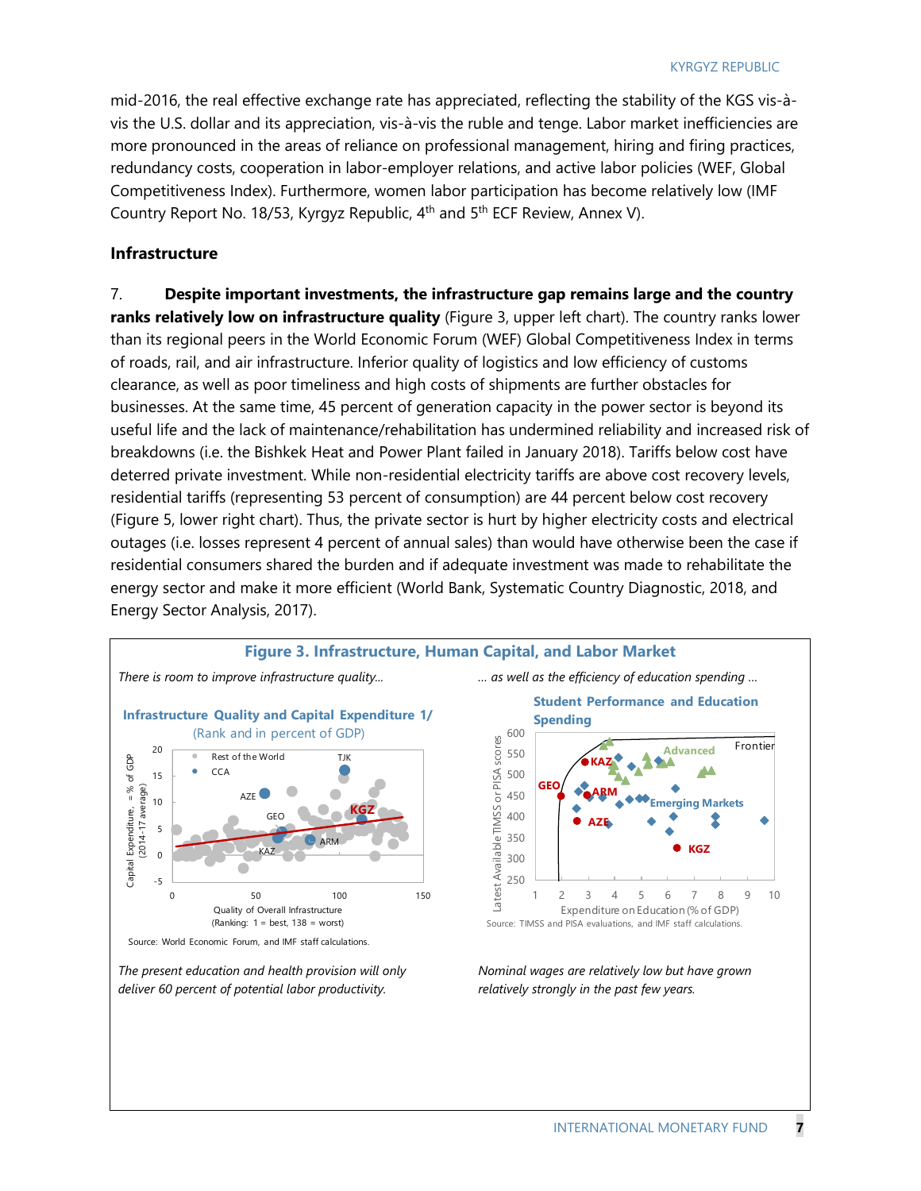mid-2016, the real effective exchange rate has appreciated, reflecting the stability of the KGS vis-à-vis the U.S. dollar and its appreciation, vis-à-vis the ruble and tenge. Labor market inefficiencies are more pronounced in the areas of reliance on professional management, hiring and firing practices, redundancy costs, cooperation in labor-employer relations, and active labor policies (WEF, Global Competitiveness Index). Furthermore, women labor participation has become relatively low (IMF Country Report No. 18/53, Kyrgyz Republic, 4th and 5th ECF Review, Annex V).

### Infrastructure

7. **Despite important investments, the infrastructure gap remains large and the country ranks relatively low on infrastructure quality** (Figure 3, upper left chart). The country ranks lower than its regional peers in the World Economic Forum (WEF) Global Competitiveness Index in terms of roads, rail, and air infrastructure. Inferior quality of logistics and low efficiency of customs clearance, as well as poor timeliness and high costs of shipments are further obstacles for businesses. At the same time, 45 percent of generation capacity in the power sector is beyond its useful life and the lack of maintenance/rehabilitation has undermined reliability and increased risk of breakdowns (i.e. the Bishkek Heat and Power Plant failed in January 2018). Tariffs below cost have deterred private investment. While non-residential electricity tariffs are above cost recovery levels, residential tariffs (representing 53 percent of consumption) are 44 percent below cost recovery (Figure 5, lower right chart). Thus, the private sector is hurt by higher electricity costs and electrical outages (i.e. losses represent 4 percent of annual sales) than would have otherwise been the case if residential consumers shared the burden and if adequate investment was made to rehabilitate the energy sector and make it more efficient (World Bank, Systematic Country Diagnostic, 2018, and Energy Sector Analysis, 2017).

**Figure 3. Infrastructure, Human Capital, and Labor Market**

*There is room to improve infrastructure quality...*

**Infrastructure Quality and Capital Expenditure 1/**
(Rank and in percent of GDP)

Source: World Economic Forum, and IMF staff calculations.

*... as well as the efficiency of education spending ...*

**Student Performance and Education Spending**

Source: TIMSS and PISA evaluations, and IMF staff calculations.

*The present education and health provision will only deliver 60 percent of potential labor productivity.*

*Nominal wages are relatively low but have grown relatively strongly in the past few years.*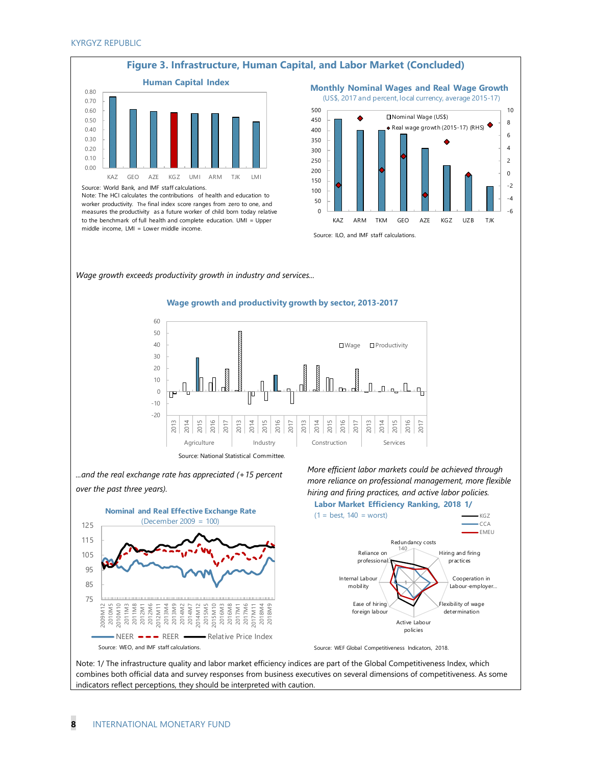## Figure 3. Infrastructure, Human Capital, and Labor Market (Concluded)

**Human Capital Index**

Source: World Bank, and IMF staff calculations.
Note: The HCI calculates the contributions of health and education to worker productivity. The final index score ranges from zero to one, and measures the productivity as a future worker of child born today relative to the benchmark of full health and complete education. UMI = Upper middle income, LMI = Lower middle income.

**Monthly Nominal Wages and Real Wage Growth**
(US$, 2017 and percent, local currency, average 2015-17)

Source: ILO, and IMF staff calculations.

*Wage growth exceeds productivity growth in industry and services...*

**Wage growth and productivity growth by sector, 2013-2017**

Source: National Statistical Committee.

*...and the real exchange rate has appreciated (+15 percent over the past three years).*

**Nominal and Real Effective Exchange Rate**
(December 2009 = 100)

Source: WEO, and IMF staff calculations.

*More efficient labor markets could be achieved through more reliance on professional management, more flexible hiring and firing practices, and active labor policies.*

**Labor Market Efficiency Ranking, 2018 1/**
(1 = best, 140 = worst)

Source: WEF Global Competitiveness Indicators, 2018.

Note: 1/ The infrastructure quality and labor market efficiency indices are part of the Global Competitiveness Index, which combines both official data and survey responses from business executives on several dimensions of competitiveness. As some indicators reflect perceptions, they should be interpreted with caution.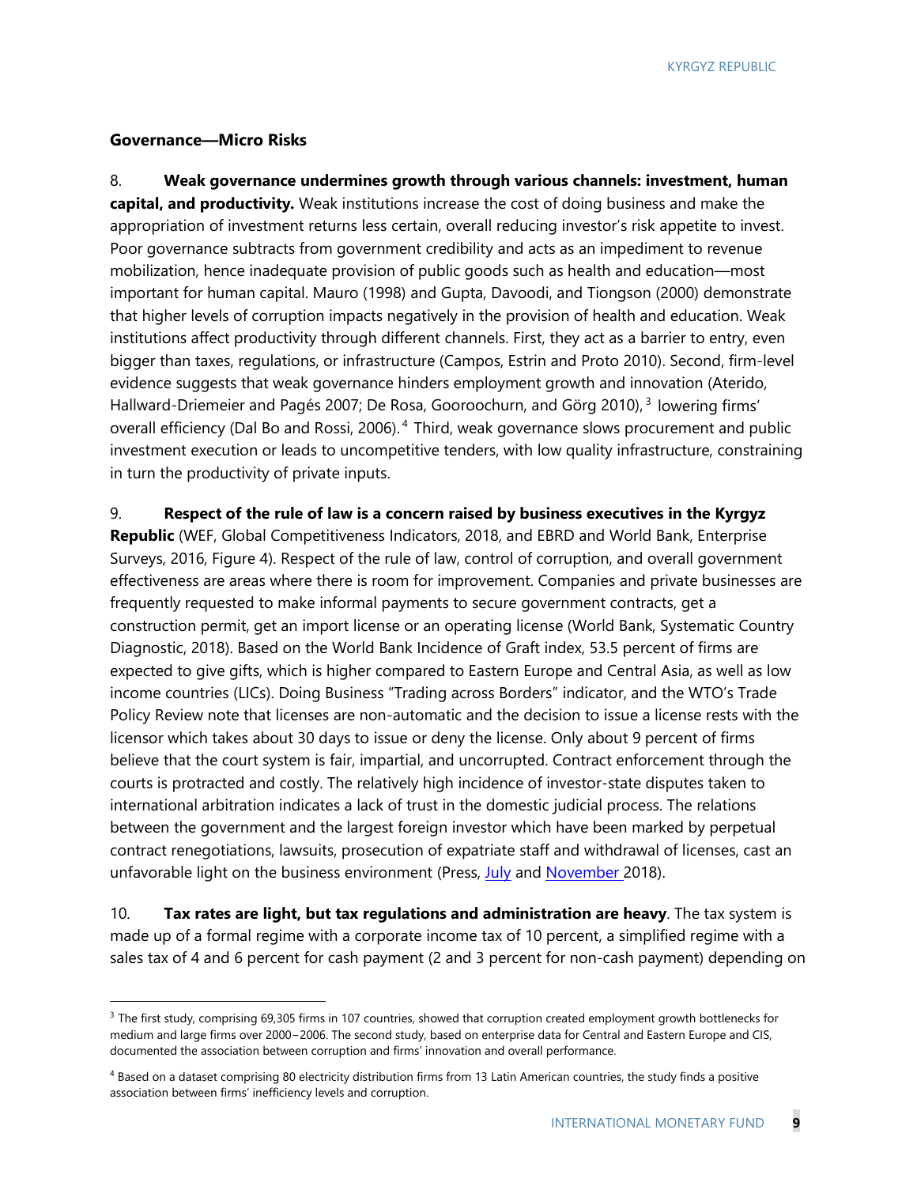### Governance—Micro Risks

8. **Weak governance undermines growth through various channels: investment, human capital, and productivity.** Weak institutions increase the cost of doing business and make the appropriation of investment returns less certain, overall reducing investor's risk appetite to invest. Poor governance subtracts from government credibility and acts as an impediment to revenue mobilization, hence inadequate provision of public goods such as health and education—most important for human capital. Mauro (1998) and Gupta, Davoodi, and Tiongson (2000) demonstrate that higher levels of corruption impacts negatively in the provision of health and education. Weak institutions affect productivity through different channels. First, they act as a barrier to entry, even bigger than taxes, regulations, or infrastructure (Campos, Estrin and Proto 2010). Second, firm-level evidence suggests that weak governance hinders employment growth and innovation (Aterido, Hallward-Driemeier and Pagés 2007; De Rosa, Gooroochurn, and Görg 2010),[3] lowering firms' overall efficiency (Dal Bo and Rossi, 2006).[4] Third, weak governance slows procurement and public investment execution or leads to uncompetitive tenders, with low quality infrastructure, constraining in turn the productivity of private inputs.

9. **Respect of the rule of law is a concern raised by business executives in the Kyrgyz Republic** (WEF, Global Competitiveness Indicators, 2018, and EBRD and World Bank, Enterprise Surveys, 2016, Figure 4). Respect of the rule of law, control of corruption, and overall government effectiveness are areas where there is room for improvement. Companies and private businesses are frequently requested to make informal payments to secure government contracts, get a construction permit, get an import license or an operating license (World Bank, Systematic Country Diagnostic, 2018). Based on the World Bank Incidence of Graft index, 53.5 percent of firms are expected to give gifts, which is higher compared to Eastern Europe and Central Asia, as well as low income countries (LICs). Doing Business "Trading across Borders" indicator, and the WTO's Trade Policy Review note that licenses are non-automatic and the decision to issue a license rests with the licensor which takes about 30 days to issue or deny the license. Only about 9 percent of firms believe that the court system is fair, impartial, and uncorrupted. Contract enforcement through the courts is protracted and costly. The relatively high incidence of investor-state disputes taken to international arbitration indicates a lack of trust in the domestic judicial process. The relations between the government and the largest foreign investor which have been marked by perpetual contract renegotiations, lawsuits, prosecution of expatriate staff and withdrawal of licenses, cast an unfavorable light on the business environment (Press, July and November 2018).

10. **Tax rates are light, but tax regulations and administration are heavy**. The tax system is made up of a formal regime with a corporate income tax of 10 percent, a simplified regime with a sales tax of 4 and 6 percent for cash payment (2 and 3 percent for non-cash payment) depending on

---

[3] The first study, comprising 69,305 firms in 107 countries, showed that corruption created employment growth bottlenecks for medium and large firms over 2000–2006. The second study, based on enterprise data for Central and Eastern Europe and CIS, documented the association between corruption and firms' innovation and overall performance.

[4] Based on a dataset comprising 80 electricity distribution firms from 13 Latin American countries, the study finds a positive association between firms' inefficiency levels and corruption.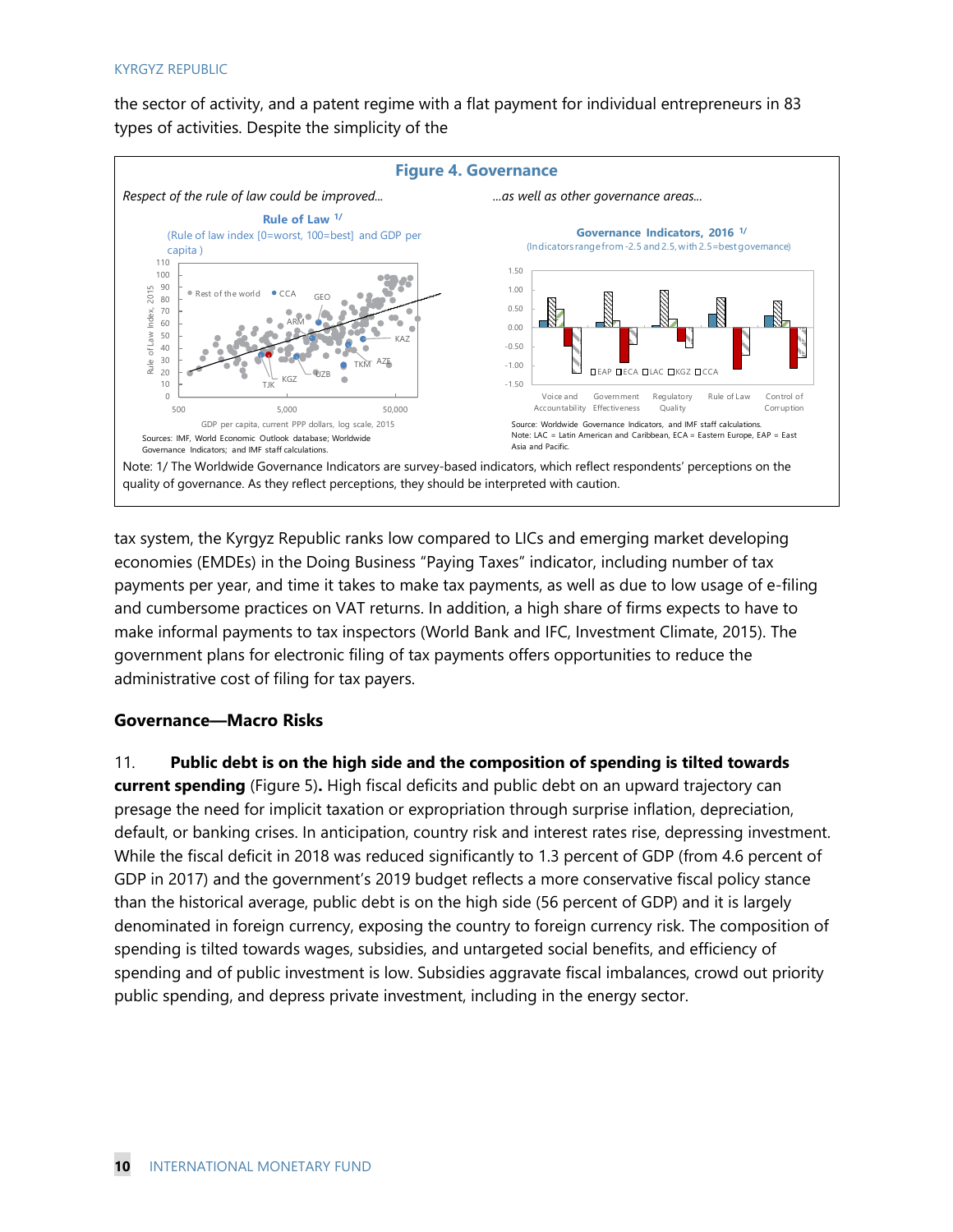the sector of activity, and a patent regime with a flat payment for individual entrepreneurs in 83 types of activities. Despite the simplicity of the

**Figure 4. Governance**

*Respect of the rule of law could be improved…*

**Rule of Law** 1/

(Rule of law index [0=worst, 100=best] and GDP per capita)

Sources: IMF, World Economic Outlook database; Worldwide Governance Indicators; and IMF staff calculations.

*…as well as other governance areas…*

**Governance Indicators, 2016** 1/

(Indicators range from -2.5 and 2.5, with 2.5=best governance)

Source: Worldwide Governance Indicators, and IMF staff calculations.
Note: LAC = Latin American and Caribbean, ECA = Eastern Europe, EAP = East Asia and Pacific.

Note: 1/ The Worldwide Governance Indicators are survey-based indicators, which reflect respondents' perceptions on the quality of governance. As they reflect perceptions, they should be interpreted with caution.

tax system, the Kyrgyz Republic ranks low compared to LICs and emerging market developing economies (EMDEs) in the Doing Business "Paying Taxes" indicator, including number of tax payments per year, and time it takes to make tax payments, as well as due to low usage of e-filing and cumbersome practices on VAT returns. In addition, a high share of firms expects to have to make informal payments to tax inspectors (World Bank and IFC, Investment Climate, 2015). The government plans for electronic filing of tax payments offers opportunities to reduce the administrative cost of filing for tax payers.

### Governance—Macro Risks

11. **Public debt is on the high side and the composition of spending is tilted towards current spending** (Figure 5)**.** High fiscal deficits and public debt on an upward trajectory can presage the need for implicit taxation or expropriation through surprise inflation, depreciation, default, or banking crises. In anticipation, country risk and interest rates rise, depressing investment. While the fiscal deficit in 2018 was reduced significantly to 1.3 percent of GDP (from 4.6 percent of GDP in 2017) and the government's 2019 budget reflects a more conservative fiscal policy stance than the historical average, public debt is on the high side (56 percent of GDP) and it is largely denominated in foreign currency, exposing the country to foreign currency risk. The composition of spending is tilted towards wages, subsidies, and untargeted social benefits, and efficiency of spending and of public investment is low. Subsidies aggravate fiscal imbalances, crowd out priority public spending, and depress private investment, including in the energy sector.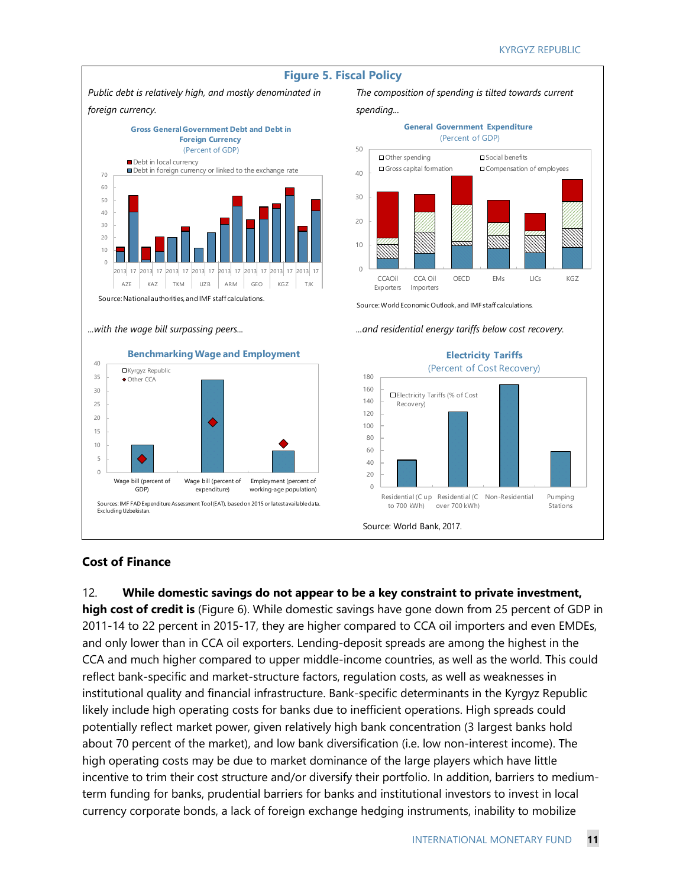## Figure 5. Fiscal Policy

*Public debt is relatively high, and mostly denominated in foreign currency.*

**Gross General Government Debt and Debt in Foreign Currency**
(Percent of GDP)

Source: National authorities, and IMF staff calculations.

*The composition of spending is tilted towards current spending...*

**General Government Expenditure**
(Percent of GDP)

Source: World Economic Outlook, and IMF staff calculations.

*...with the wage bill surpassing peers...*

**Benchmarking Wage and Employment**

Sources: IMF FAD Expenditure Assessment Tool (EAT), based on 2015 or latest available data. Excluding Uzbekistan.

*...and residential energy tariffs below cost recovery.*

**Electricity Tariffs**
(Percent of Cost Recovery)

Source: World Bank, 2017.

### Cost of Finance

12. **While domestic savings do not appear to be a key constraint to private investment, high cost of credit is** (Figure 6). While domestic savings have gone down from 25 percent of GDP in 2011-14 to 22 percent in 2015-17, they are higher compared to CCA oil importers and even EMDEs, and only lower than in CCA oil exporters. Lending-deposit spreads are among the highest in the CCA and much higher compared to upper middle-income countries, as well as the world. This could reflect bank-specific and market-structure factors, regulation costs, as well as weaknesses in institutional quality and financial infrastructure. Bank-specific determinants in the Kyrgyz Republic likely include high operating costs for banks due to inefficient operations. High spreads could potentially reflect market power, given relatively high bank concentration (3 largest banks hold about 70 percent of the market), and low bank diversification (i.e. low non-interest income). The high operating costs may be due to market dominance of the large players which have little incentive to trim their cost structure and/or diversify their portfolio. In addition, barriers to medium-term funding for banks, prudential barriers for banks and institutional investors to invest in local currency corporate bonds, a lack of foreign exchange hedging instruments, inability to mobilize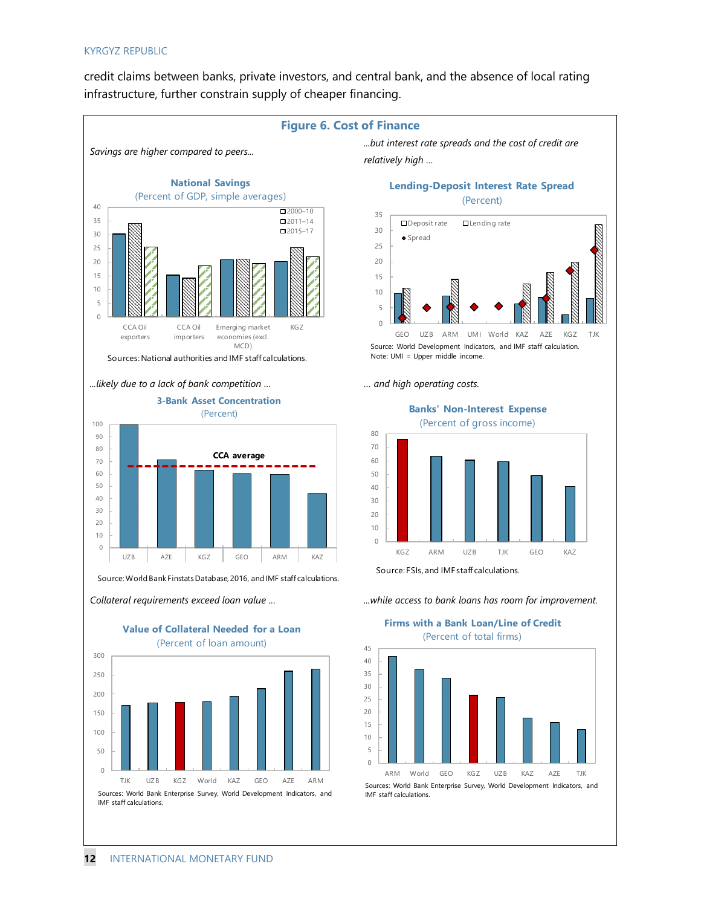credit claims between banks, private investors, and central bank, and the absence of local rating infrastructure, further constrain supply of cheaper financing.

## Figure 6. Cost of Finance

*Savings are higher compared to peers...*

**National Savings**
(Percent of GDP, simple averages)

Sources: National authorities and IMF staff calculations.

*...but interest rate spreads and the cost of credit are relatively high ...*

**Lending-Deposit Interest Rate Spread**
(Percent)

Source: World Development Indicators, and IMF staff calculation.
Note: UMI = Upper middle income.

*...likely due to a lack of bank competition ...*

**3-Bank Asset Concentration**
(Percent)

Source: World Bank Finstats Database, 2016, and IMF staff calculations.

*... and high operating costs.*

**Banks' Non-Interest Expense**
(Percent of gross income)

Source: FSIs, and IMF staff calculations.

*Collateral requirements exceed loan value ...*

**Value of Collateral Needed for a Loan**
(Percent of loan amount)

Sources: World Bank Enterprise Survey, World Development Indicators, and IMF staff calculations.

*...while access to bank loans has room for improvement.*

**Firms with a Bank Loan/Line of Credit**
(Percent of total firms)

Sources: World Bank Enterprise Survey, World Development Indicators, and IMF staff calculations.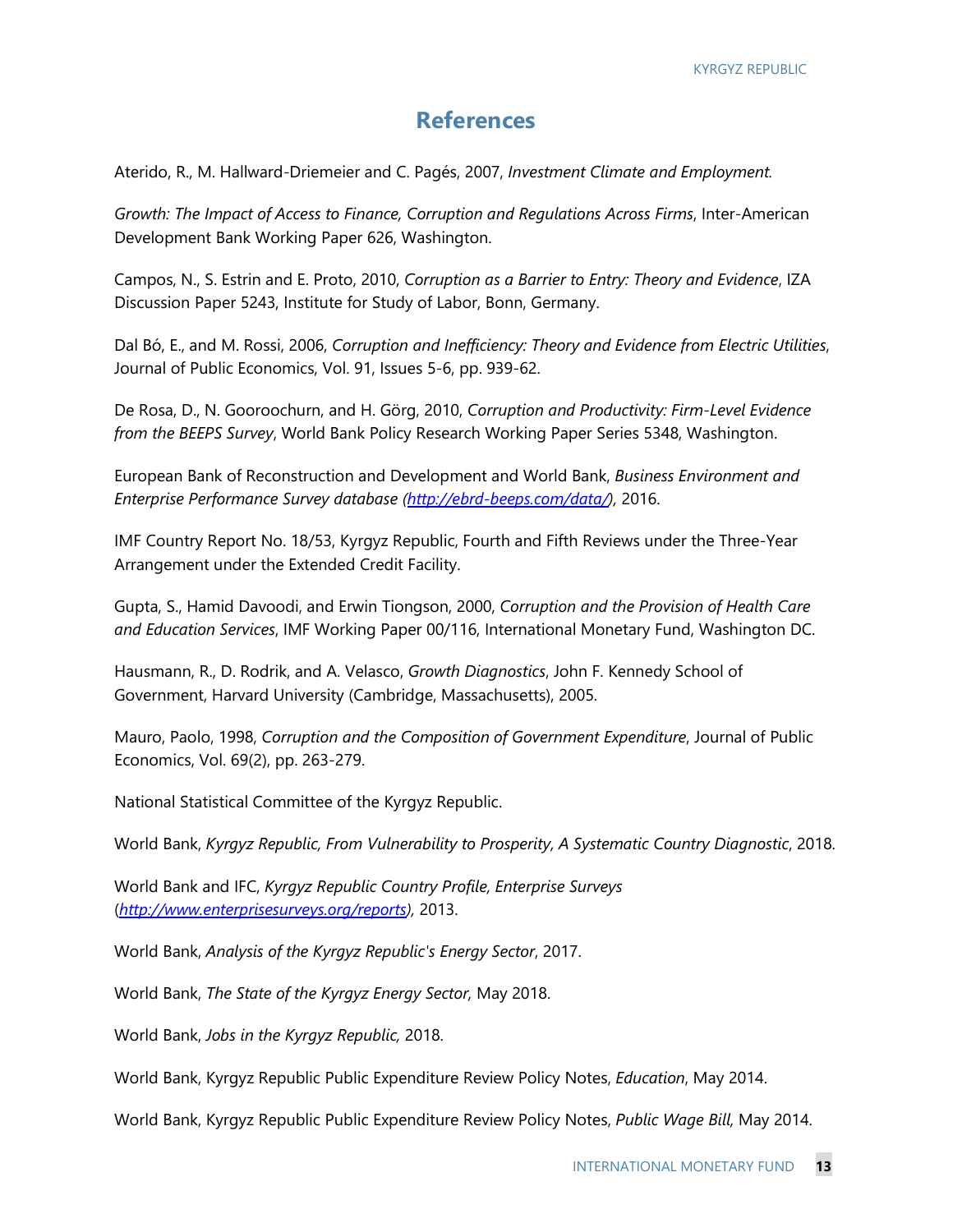# References

Aterido, R., M. Hallward-Driemeier and C. Pagés, 2007, *Investment Climate and Employment.*

*Growth: The Impact of Access to Finance, Corruption and Regulations Across Firms*, Inter-American Development Bank Working Paper 626, Washington.

Campos, N., S. Estrin and E. Proto, 2010, *Corruption as a Barrier to Entry: Theory and Evidence*, IZA Discussion Paper 5243, Institute for Study of Labor, Bonn, Germany.

Dal Bó, E., and M. Rossi, 2006, *Corruption and Inefficiency: Theory and Evidence from Electric Utilities*, Journal of Public Economics, Vol. 91, Issues 5-6, pp. 939-62.

De Rosa, D., N. Gooroochurn, and H. Görg, 2010, *Corruption and Productivity: Firm-Level Evidence from the BEEPS Survey*, World Bank Policy Research Working Paper Series 5348, Washington.

European Bank of Reconstruction and Development and World Bank, *Business Environment and Enterprise Performance Survey database (http://ebrd-beeps.com/data/)*, 2016.

IMF Country Report No. 18/53, Kyrgyz Republic, Fourth and Fifth Reviews under the Three-Year Arrangement under the Extended Credit Facility.

Gupta, S., Hamid Davoodi, and Erwin Tiongson, 2000, *Corruption and the Provision of Health Care and Education Services*, IMF Working Paper 00/116, International Monetary Fund, Washington DC.

Hausmann, R., D. Rodrik, and A. Velasco, *Growth Diagnostics*, John F. Kennedy School of Government, Harvard University (Cambridge, Massachusetts), 2005.

Mauro, Paolo, 1998, *Corruption and the Composition of Government Expenditure*, Journal of Public Economics, Vol. 69(2), pp. 263-279.

National Statistical Committee of the Kyrgyz Republic.

World Bank, *Kyrgyz Republic, From Vulnerability to Prosperity, A Systematic Country Diagnostic*, 2018.

World Bank and IFC, *Kyrgyz Republic Country Profile, Enterprise Surveys* (*http://www.enterprisesurveys.org/reports*), 2013.

World Bank, *Analysis of the Kyrgyz Republic's Energy Sector*, 2017.

World Bank, *The State of the Kyrgyz Energy Sector,* May 2018.

World Bank, *Jobs in the Kyrgyz Republic,* 2018.

World Bank, Kyrgyz Republic Public Expenditure Review Policy Notes, *Education*, May 2014.

World Bank, Kyrgyz Republic Public Expenditure Review Policy Notes, *Public Wage Bill,* May 2014.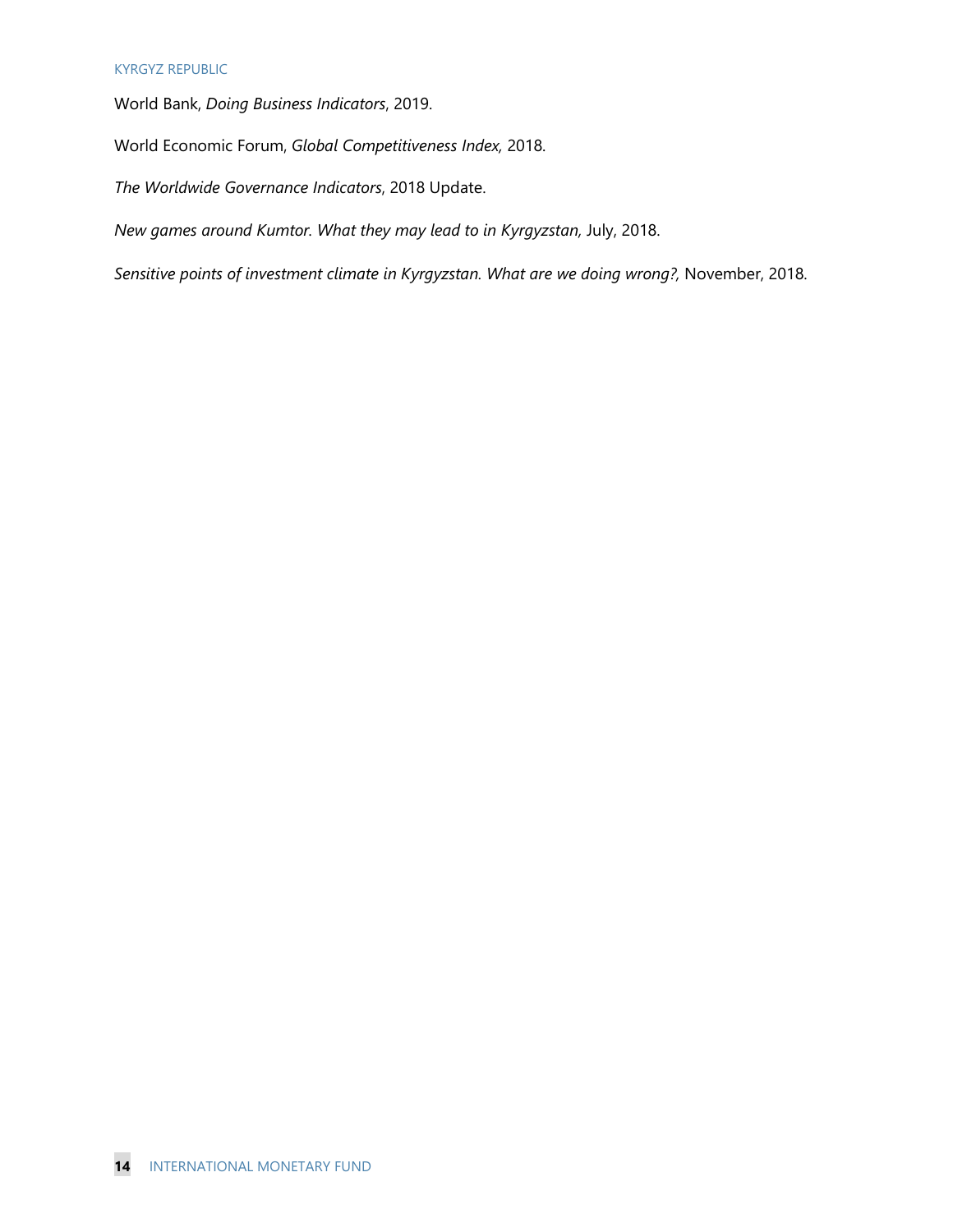World Bank, *Doing Business Indicators*, 2019.

World Economic Forum, *Global Competitiveness Index,* 2018.

*The Worldwide Governance Indicators*, 2018 Update.

*New games around Kumtor. What they may lead to in Kyrgyzstan,* July, 2018.

*Sensitive points of investment climate in Kyrgyzstan. What are we doing wrong?,* November, 2018.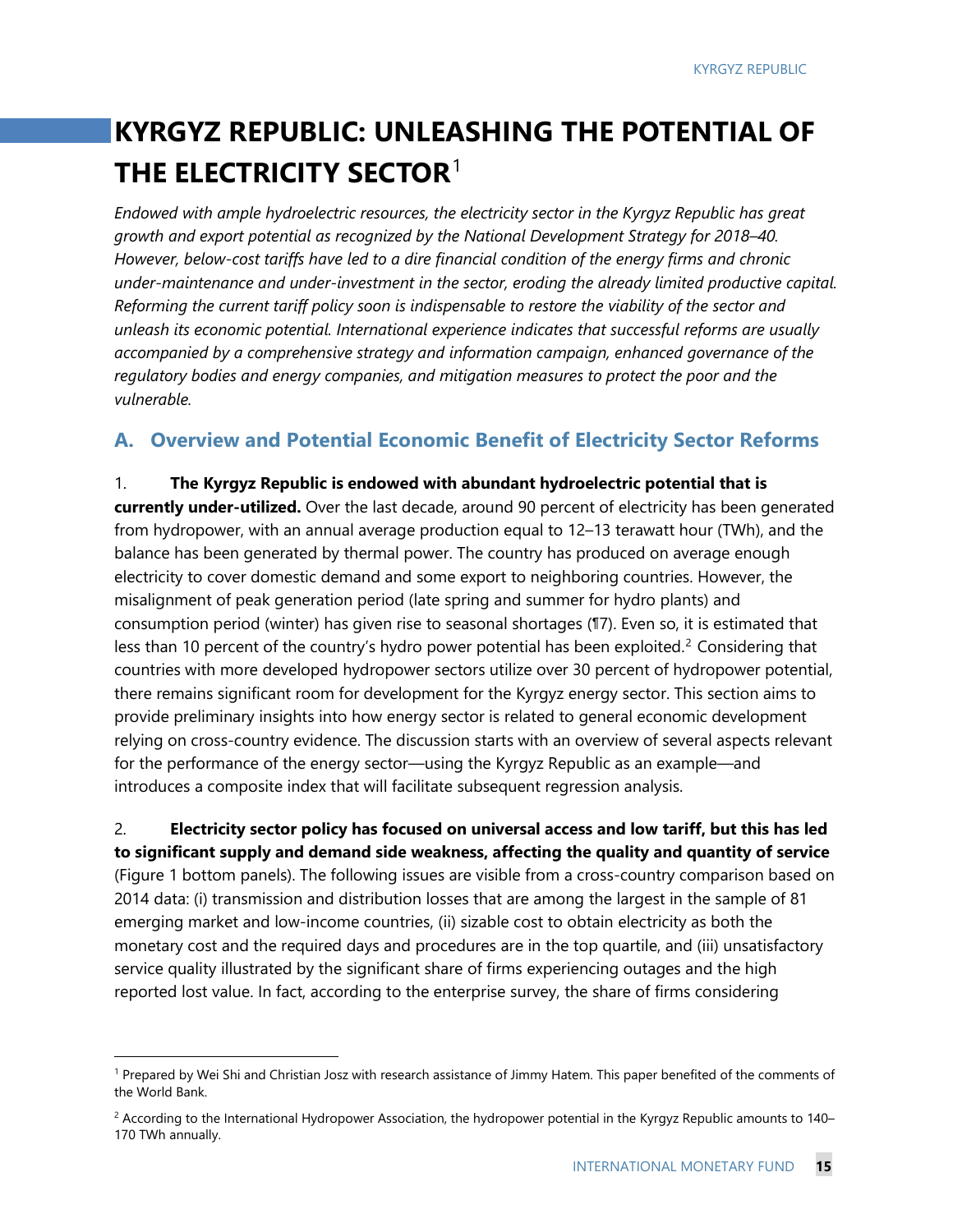# KYRGYZ REPUBLIC: UNLEASHING THE POTENTIAL OF THE ELECTRICITY SECTOR[1]

*Endowed with ample hydroelectric resources, the electricity sector in the Kyrgyz Republic has great growth and export potential as recognized by the National Development Strategy for 2018–40. However, below-cost tariffs have led to a dire financial condition of the energy firms and chronic under-maintenance and under-investment in the sector, eroding the already limited productive capital. Reforming the current tariff policy soon is indispensable to restore the viability of the sector and unleash its economic potential. International experience indicates that successful reforms are usually accompanied by a comprehensive strategy and information campaign, enhanced governance of the regulatory bodies and energy companies, and mitigation measures to protect the poor and the vulnerable.*

## A. Overview and Potential Economic Benefit of Electricity Sector Reforms

1. **The Kyrgyz Republic is endowed with abundant hydroelectric potential that is currently under-utilized.** Over the last decade, around 90 percent of electricity has been generated from hydropower, with an annual average production equal to 12–13 terawatt hour (TWh), and the balance has been generated by thermal power. The country has produced on average enough electricity to cover domestic demand and some export to neighboring countries. However, the misalignment of peak generation period (late spring and summer for hydro plants) and consumption period (winter) has given rise to seasonal shortages (¶7). Even so, it is estimated that less than 10 percent of the country's hydro power potential has been exploited.[2] Considering that countries with more developed hydropower sectors utilize over 30 percent of hydropower potential, there remains significant room for development for the Kyrgyz energy sector. This section aims to provide preliminary insights into how energy sector is related to general economic development relying on cross-country evidence. The discussion starts with an overview of several aspects relevant for the performance of the energy sector—using the Kyrgyz Republic as an example—and introduces a composite index that will facilitate subsequent regression analysis.

2. **Electricity sector policy has focused on universal access and low tariff, but this has led to significant supply and demand side weakness, affecting the quality and quantity of service** (Figure 1 bottom panels). The following issues are visible from a cross-country comparison based on 2014 data: (i) transmission and distribution losses that are among the largest in the sample of 81 emerging market and low-income countries, (ii) sizable cost to obtain electricity as both the monetary cost and the required days and procedures are in the top quartile, and (iii) unsatisfactory service quality illustrated by the significant share of firms experiencing outages and the high reported lost value. In fact, according to the enterprise survey, the share of firms considering

---

[1] Prepared by Wei Shi and Christian Josz with research assistance of Jimmy Hatem. This paper benefited of the comments of the World Bank.

[2] According to the International Hydropower Association, the hydropower potential in the Kyrgyz Republic amounts to 140–170 TWh annually.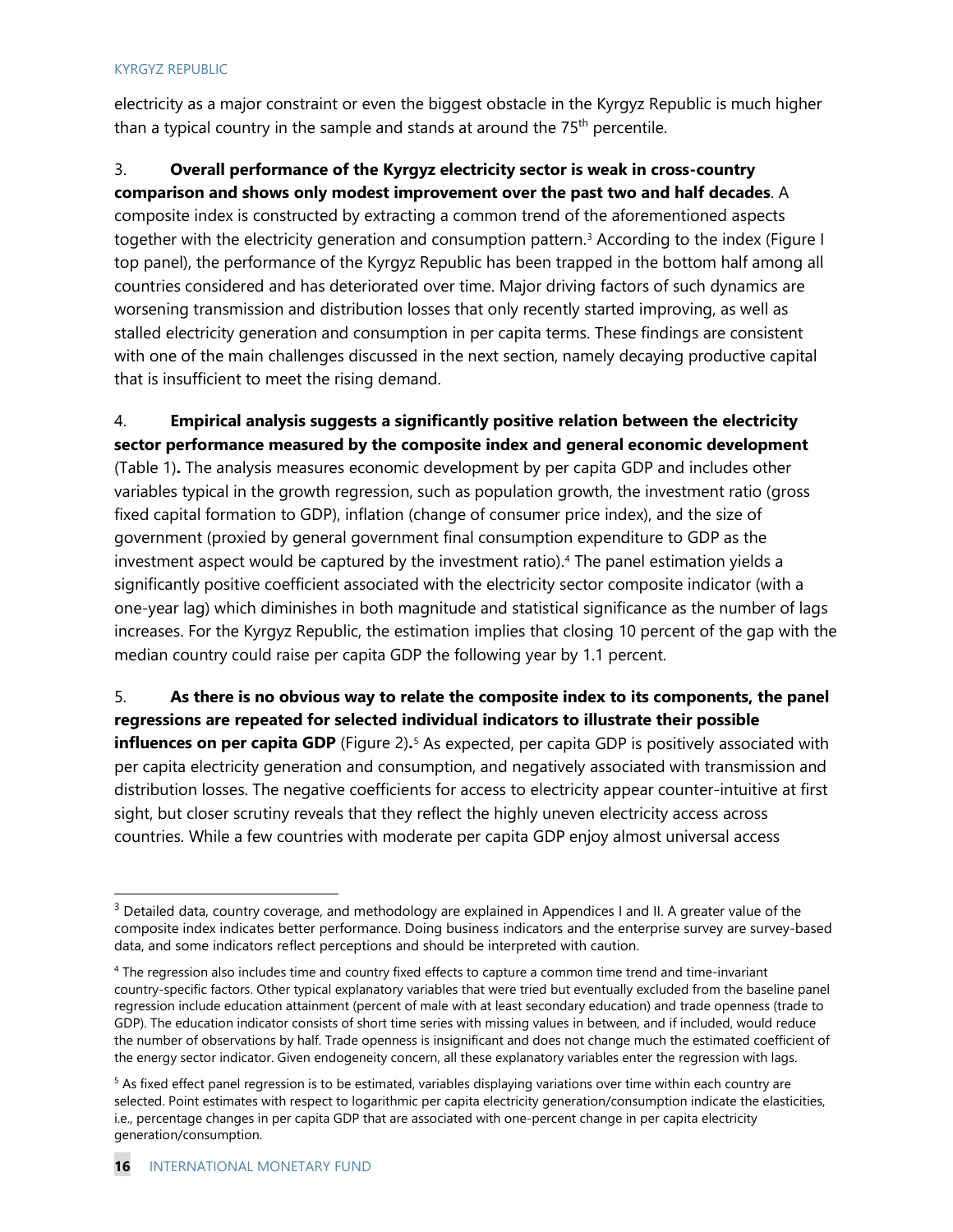electricity as a major constraint or even the biggest obstacle in the Kyrgyz Republic is much higher than a typical country in the sample and stands at around the 75th percentile.

3. **Overall performance of the Kyrgyz electricity sector is weak in cross-country comparison and shows only modest improvement over the past two and half decades**. A composite index is constructed by extracting a common trend of the aforementioned aspects together with the electricity generation and consumption pattern.[3] According to the index (Figure I top panel), the performance of the Kyrgyz Republic has been trapped in the bottom half among all countries considered and has deteriorated over time. Major driving factors of such dynamics are worsening transmission and distribution losses that only recently started improving, as well as stalled electricity generation and consumption in per capita terms. These findings are consistent with one of the main challenges discussed in the next section, namely decaying productive capital that is insufficient to meet the rising demand.

4. **Empirical analysis suggests a significantly positive relation between the electricity sector performance measured by the composite index and general economic development** (Table 1)**.** The analysis measures economic development by per capita GDP and includes other variables typical in the growth regression, such as population growth, the investment ratio (gross fixed capital formation to GDP), inflation (change of consumer price index), and the size of government (proxied by general government final consumption expenditure to GDP as the investment aspect would be captured by the investment ratio).[4] The panel estimation yields a significantly positive coefficient associated with the electricity sector composite indicator (with a one-year lag) which diminishes in both magnitude and statistical significance as the number of lags increases. For the Kyrgyz Republic, the estimation implies that closing 10 percent of the gap with the median country could raise per capita GDP the following year by 1.1 percent.

5. **As there is no obvious way to relate the composite index to its components, the panel regressions are repeated for selected individual indicators to illustrate their possible influences on per capita GDP** (Figure 2)**.**[5] As expected, per capita GDP is positively associated with per capita electricity generation and consumption, and negatively associated with transmission and distribution losses. The negative coefficients for access to electricity appear counter-intuitive at first sight, but closer scrutiny reveals that they reflect the highly uneven electricity access across countries. While a few countries with moderate per capita GDP enjoy almost universal access

---

[3] Detailed data, country coverage, and methodology are explained in Appendices I and II. A greater value of the composite index indicates better performance. Doing business indicators and the enterprise survey are survey-based data, and some indicators reflect perceptions and should be interpreted with caution.

[4] The regression also includes time and country fixed effects to capture a common time trend and time-invariant country-specific factors. Other typical explanatory variables that were tried but eventually excluded from the baseline panel regression include education attainment (percent of male with at least secondary education) and trade openness (trade to GDP). The education indicator consists of short time series with missing values in between, and if included, would reduce the number of observations by half. Trade openness is insignificant and does not change much the estimated coefficient of the energy sector indicator. Given endogeneity concern, all these explanatory variables enter the regression with lags.

[5] As fixed effect panel regression is to be estimated, variables displaying variations over time within each country are selected. Point estimates with respect to logarithmic per capita electricity generation/consumption indicate the elasticities, i.e., percentage changes in per capita GDP that are associated with one-percent change in per capita electricity generation/consumption.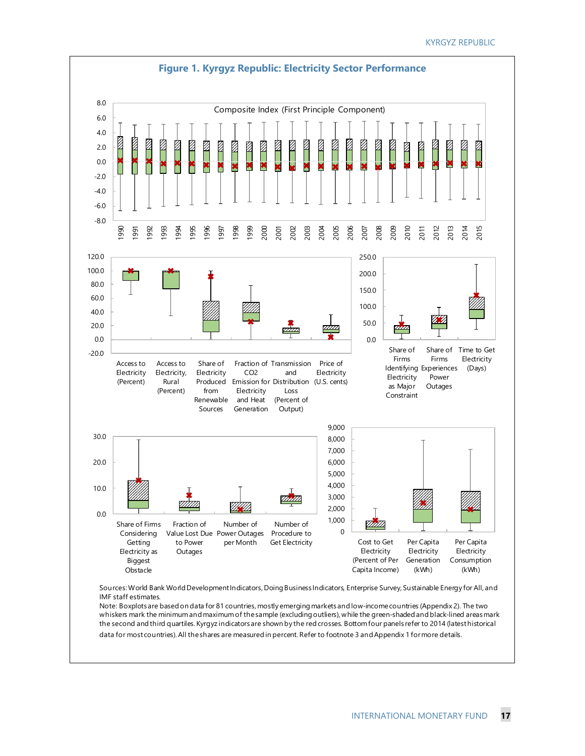## Figure 1. Kyrgyz Republic: Electricity Sector Performance

Composite Index (First Principle Component)

Access to Electricity (Percent) | Access to Electricity, Rural (Percent) | Share of Electricity Produced from Renewable Sources | Fraction of CO2 Emission for Electricity and Heat Generation | Transmission and Distribution Loss (Percent of Output) | Price of Electricity (U.S. cents)

Share of Firms Identifying Electricity as Major Constraint | Share of Firms Experiences Power Outages | Time to Get Electricity (Days)

Share of Firms Considering Getting Electricity as Biggest Obstacle | Fraction of Value Lost Due to Power Outages | Number of Power Outages per Month | Number of Procedure to Get Electricity

Cost to Get Electricity (Percent of Per Capita Income) | Per Capita Electricity Generation (kWh) | Per Capita Electricity Consumption (kWh)

Sources: World Bank World Development Indicators, Doing Business Indicators, Enterprise Survey, Sustainable Energy for All, and IMF staff estimates.

Note: Boxplots are based on data for 81 countries, mostly emerging markets and low-income countries (Appendix 2). The two whiskers mark the minimum and maximum of the sample (excluding outliers), while the green-shaded and black-lined areas mark the second and third quartiles. Kyrgyz indicators are shown by the red crosses. Bottom four panels refer to 2014 (latest historical data for most countries). All the shares are measured in percent. Refer to footnote 3 and Appendix 1 for more details.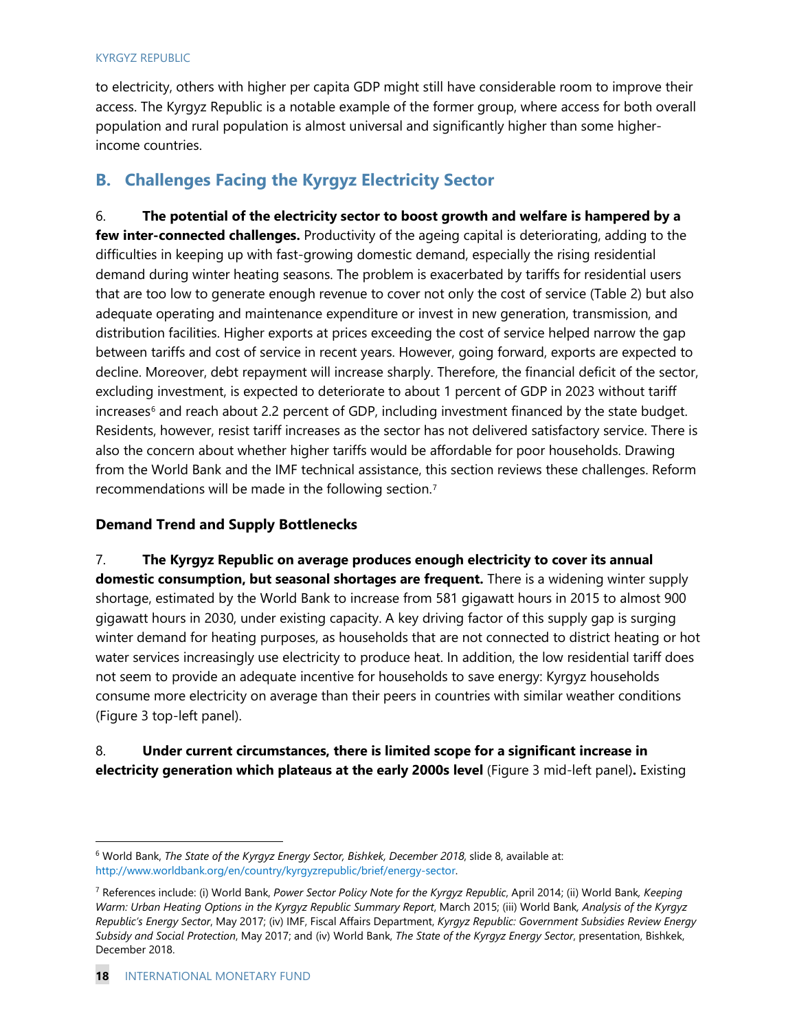to electricity, others with higher per capita GDP might still have considerable room to improve their access. The Kyrgyz Republic is a notable example of the former group, where access for both overall population and rural population is almost universal and significantly higher than some higher-income countries.

## B. Challenges Facing the Kyrgyz Electricity Sector

6. **The potential of the electricity sector to boost growth and welfare is hampered by a few inter-connected challenges.** Productivity of the ageing capital is deteriorating, adding to the difficulties in keeping up with fast-growing domestic demand, especially the rising residential demand during winter heating seasons. The problem is exacerbated by tariffs for residential users that are too low to generate enough revenue to cover not only the cost of service (Table 2) but also adequate operating and maintenance expenditure or invest in new generation, transmission, and distribution facilities. Higher exports at prices exceeding the cost of service helped narrow the gap between tariffs and cost of service in recent years. However, going forward, exports are expected to decline. Moreover, debt repayment will increase sharply. Therefore, the financial deficit of the sector, excluding investment, is expected to deteriorate to about 1 percent of GDP in 2023 without tariff increases[6] and reach about 2.2 percent of GDP, including investment financed by the state budget. Residents, however, resist tariff increases as the sector has not delivered satisfactory service. There is also the concern about whether higher tariffs would be affordable for poor households. Drawing from the World Bank and the IMF technical assistance, this section reviews these challenges. Reform recommendations will be made in the following section.[7]

### Demand Trend and Supply Bottlenecks

7. **The Kyrgyz Republic on average produces enough electricity to cover its annual domestic consumption, but seasonal shortages are frequent.** There is a widening winter supply shortage, estimated by the World Bank to increase from 581 gigawatt hours in 2015 to almost 900 gigawatt hours in 2030, under existing capacity. A key driving factor of this supply gap is surging winter demand for heating purposes, as households that are not connected to district heating or hot water services increasingly use electricity to produce heat. In addition, the low residential tariff does not seem to provide an adequate incentive for households to save energy: Kyrgyz households consume more electricity on average than their peers in countries with similar weather conditions (Figure 3 top-left panel).

8. **Under current circumstances, there is limited scope for a significant increase in electricity generation which plateaus at the early 2000s level** (Figure 3 mid-left panel)**.** Existing

---

[6] World Bank, *The State of the Kyrgyz Energy Sector, Bishkek, December 2018*, slide 8, available at: http://www.worldbank.org/en/country/kyrgyzrepublic/brief/energy-sector.

[7] References include: (i) World Bank, *Power Sector Policy Note for the Kyrgyz Republic*, April 2014; (ii) World Bank, *Keeping Warm: Urban Heating Options in the Kyrgyz Republic Summary Report*, March 2015; (iii) World Bank, *Analysis of the Kyrgyz Republic's Energy Sector*, May 2017; (iv) IMF, Fiscal Affairs Department, *Kyrgyz Republic: Government Subsidies Review Energy Subsidy and Social Protection*, May 2017; and (iv) World Bank, *The State of the Kyrgyz Energy Sector*, presentation, Bishkek, December 2018.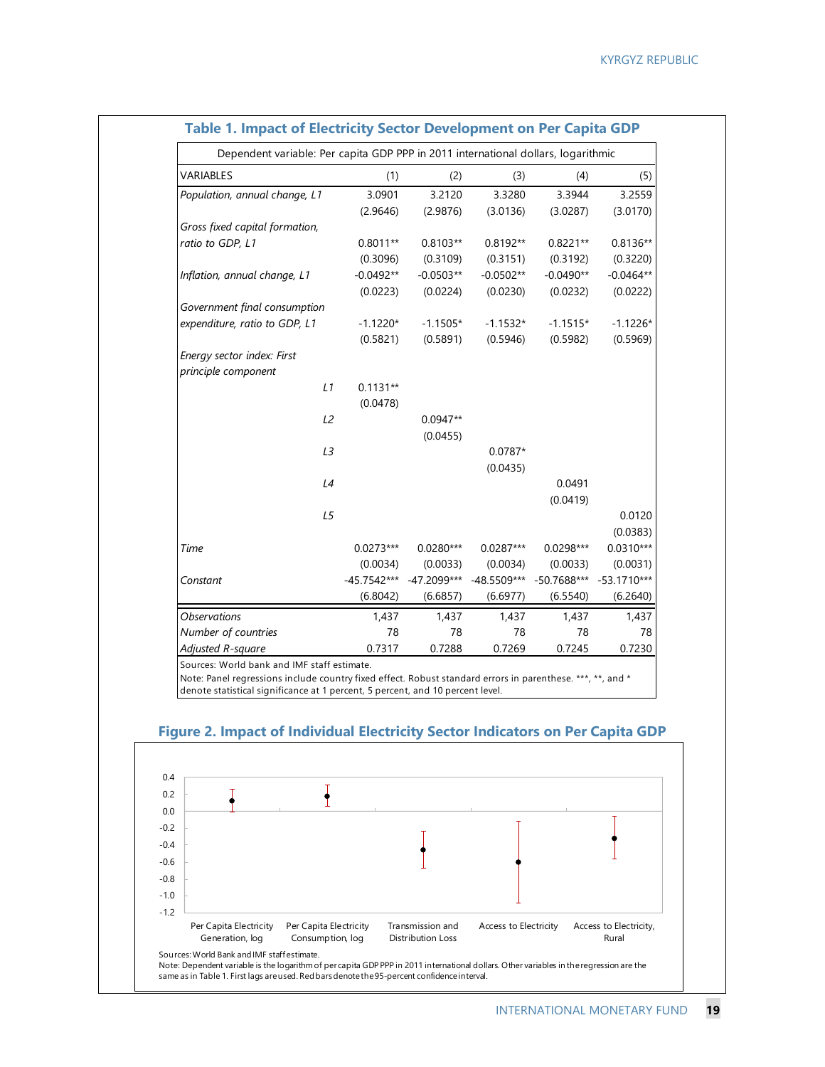## Table 1. Impact of Electricity Sector Development on Per Capita GDP

| Dependent variable: Per capita GDP PPP in 2011 international dollars, logarithmic | | | | | |
|---|---|---|---|---|---|
| VARIABLES | (1) | (2) | (3) | (4) | (5) |
| *Population, annual change, L1* | 3.0901 | 3.2120 | 3.3280 | 3.3944 | 3.2559 |
| | (2.9646) | (2.9876) | (3.0136) | (3.0287) | (3.0170) |
| *Gross fixed capital formation, ratio to GDP, L1* | 0.8011** | 0.8103** | 0.8192** | 0.8221** | 0.8136** |
| | (0.3096) | (0.3109) | (0.3151) | (0.3192) | (0.3220) |
| *Inflation, annual change, L1* | -0.0492** | -0.0503** | -0.0502** | -0.0490** | -0.0464** |
| | (0.0223) | (0.0224) | (0.0230) | (0.0232) | (0.0222) |
| *Government final consumption expenditure, ratio to GDP, L1* | -1.1220* | -1.1505* | -1.1532* | -1.1515* | -1.1226* |
| | (0.5821) | (0.5891) | (0.5946) | (0.5982) | (0.5969) |
| *Energy sector index: First principle component* | | | | | |
| *L1* | 0.1131** | | | | |
| | (0.0478) | | | | |
| *L2* | | 0.0947** | | | |
| | | (0.0455) | | | |
| *L3* | | | 0.0787* | | |
| | | | (0.0435) | | |
| *L4* | | | | 0.0491 | |
| | | | | (0.0419) | |
| *L5* | | | | | 0.0120 |
| | | | | | (0.0383) |
| *Time* | 0.0273*** | 0.0280*** | 0.0287*** | 0.0298*** | 0.0310*** |
| | (0.0034) | (0.0033) | (0.0034) | (0.0033) | (0.0031) |
| *Constant* | -45.7542*** | -47.2099*** | -48.5509*** | -50.7688*** | -53.1710*** |
| | (6.8042) | (6.6857) | (6.6977) | (6.5540) | (6.2640) |
| *Observations* | 1,437 | 1,437 | 1,437 | 1,437 | 1,437 |
| *Number of countries* | 78 | 78 | 78 | 78 | 78 |
| *Adjusted R-square* | 0.7317 | 0.7288 | 0.7269 | 0.7245 | 0.7230 |

Sources: World bank and IMF staff estimate.

Note: Panel regressions include country fixed effect. Robust standard errors in parenthese. ***, **, and * denote statistical significance at 1 percent, 5 percent, and 10 percent level.

## Figure 2. Impact of Individual Electricity Sector Indicators on Per Capita GDP

Per Capita Electricity Generation, log | Per Capita Electricity Consumption, log | Transmission and Distribution Loss | Access to Electricity | Access to Electricity, Rural

Sources: World Bank and IMF staff estimate.

Note: Dependent variable is the logarithm of per capita GDP PPP in 2011 international dollars. Other variables in the regression are the same as in Table 1. First lags are used. Red bars denote the 95-percent confidence interval.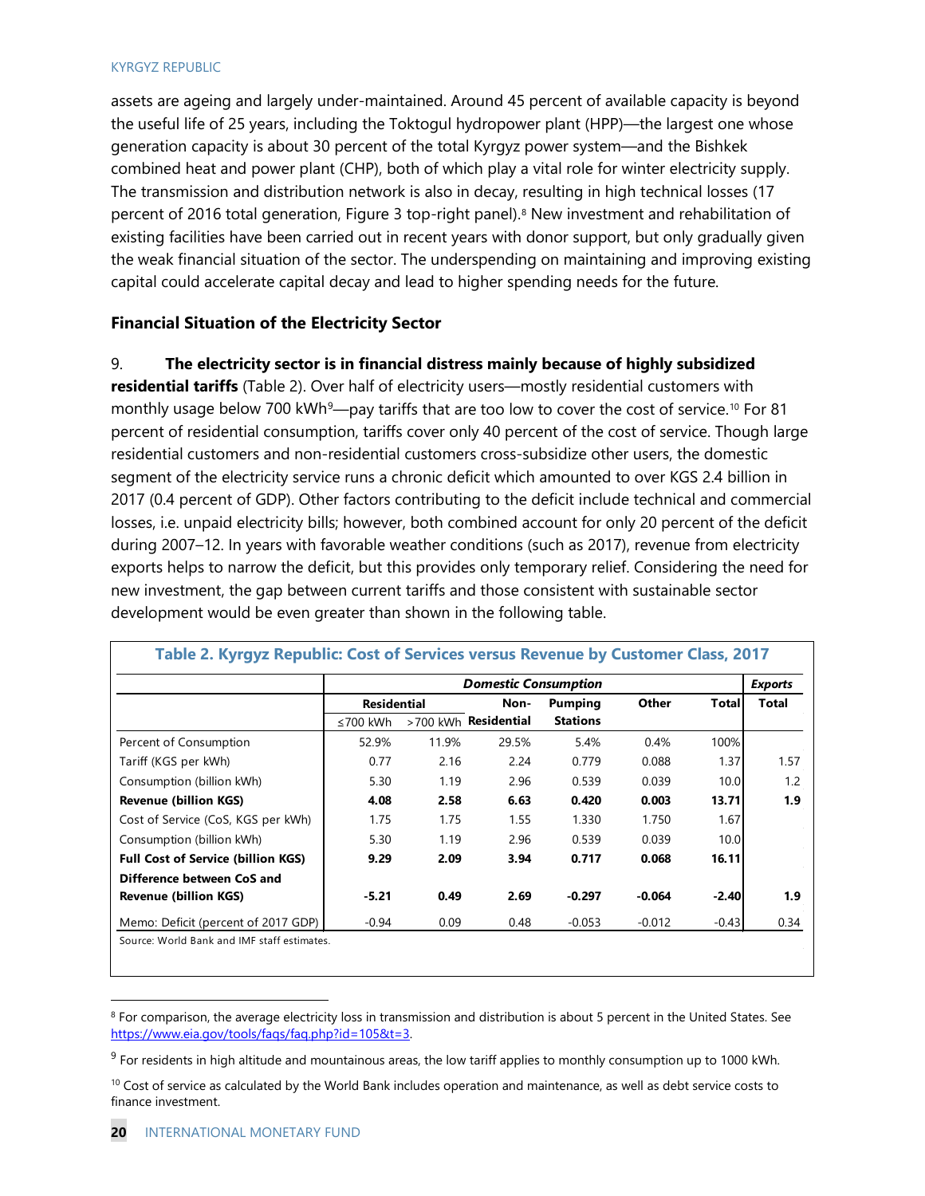assets are ageing and largely under-maintained. Around 45 percent of available capacity is beyond the useful life of 25 years, including the Toktogul hydropower plant (HPP)—the largest one whose generation capacity is about 30 percent of the total Kyrgyz power system—and the Bishkek combined heat and power plant (CHP), both of which play a vital role for winter electricity supply. The transmission and distribution network is also in decay, resulting in high technical losses (17 percent of 2016 total generation, Figure 3 top-right panel).[8] New investment and rehabilitation of existing facilities have been carried out in recent years with donor support, but only gradually given the weak financial situation of the sector. The underspending on maintaining and improving existing capital could accelerate capital decay and lead to higher spending needs for the future.

### Financial Situation of the Electricity Sector

9. **The electricity sector is in financial distress mainly because of highly subsidized residential tariffs** (Table 2). Over half of electricity users—mostly residential customers with monthly usage below 700 kWh[9]—pay tariffs that are too low to cover the cost of service.[10] For 81 percent of residential consumption, tariffs cover only 40 percent of the cost of service. Though large residential customers and non-residential customers cross-subsidize other users, the domestic segment of the electricity service runs a chronic deficit which amounted to over KGS 2.4 billion in 2017 (0.4 percent of GDP). Other factors contributing to the deficit include technical and commercial losses, i.e. unpaid electricity bills; however, both combined account for only 20 percent of the deficit during 2007–12. In years with favorable weather conditions (such as 2017), revenue from electricity exports helps to narrow the deficit, but this provides only temporary relief. Considering the need for new investment, the gap between current tariffs and those consistent with sustainable sector development would be even greater than shown in the following table.

**Table 2. Kyrgyz Republic: Cost of Services versus Revenue by Customer Class, 2017**

| | *Domestic Consumption* | | | | | | *Exports* |
|---|---|---|---|---|---|---|---|
| | **Residential** | | **Non-Residential** | **Pumping Stations** | **Other** | **Total** | **Total** |
| | ≤700 kWh | >700 kWh | | | | | |
| Percent of Consumption | 52.9% | 11.9% | 29.5% | 5.4% | 0.4% | 100% | |
| Tariff (KGS per kWh) | 0.77 | 2.16 | 2.24 | 0.779 | 0.088 | 1.37 | 1.57 |
| Consumption (billion kWh) | 5.30 | 1.19 | 2.96 | 0.539 | 0.039 | 10.0 | 1.2 |
| **Revenue (billion KGS)** | **4.08** | **2.58** | **6.63** | **0.420** | **0.003** | **13.71** | **1.9** |
| Cost of Service (CoS, KGS per kWh) | 1.75 | 1.75 | 1.55 | 1.330 | 1.750 | 1.67 | |
| Consumption (billion kWh) | 5.30 | 1.19 | 2.96 | 0.539 | 0.039 | 10.0 | |
| **Full Cost of Service (billion KGS)** | **9.29** | **2.09** | **3.94** | **0.717** | **0.068** | **16.11** | |
| **Difference between CoS and Revenue (billion KGS)** | **-5.21** | **0.49** | **2.69** | **-0.297** | **-0.064** | **-2.40** | **1.9** |
| Memo: Deficit (percent of 2017 GDP) | -0.94 | 0.09 | 0.48 | -0.053 | -0.012 | -0.43 | 0.34 |

Source: World Bank and IMF staff estimates.

---

[8] For comparison, the average electricity loss in transmission and distribution is about 5 percent in the United States. See https://www.eia.gov/tools/faqs/faq.php?id=105&t=3.

[9] For residents in high altitude and mountainous areas, the low tariff applies to monthly consumption up to 1000 kWh.

[10] Cost of service as calculated by the World Bank includes operation and maintenance, as well as debt service costs to finance investment.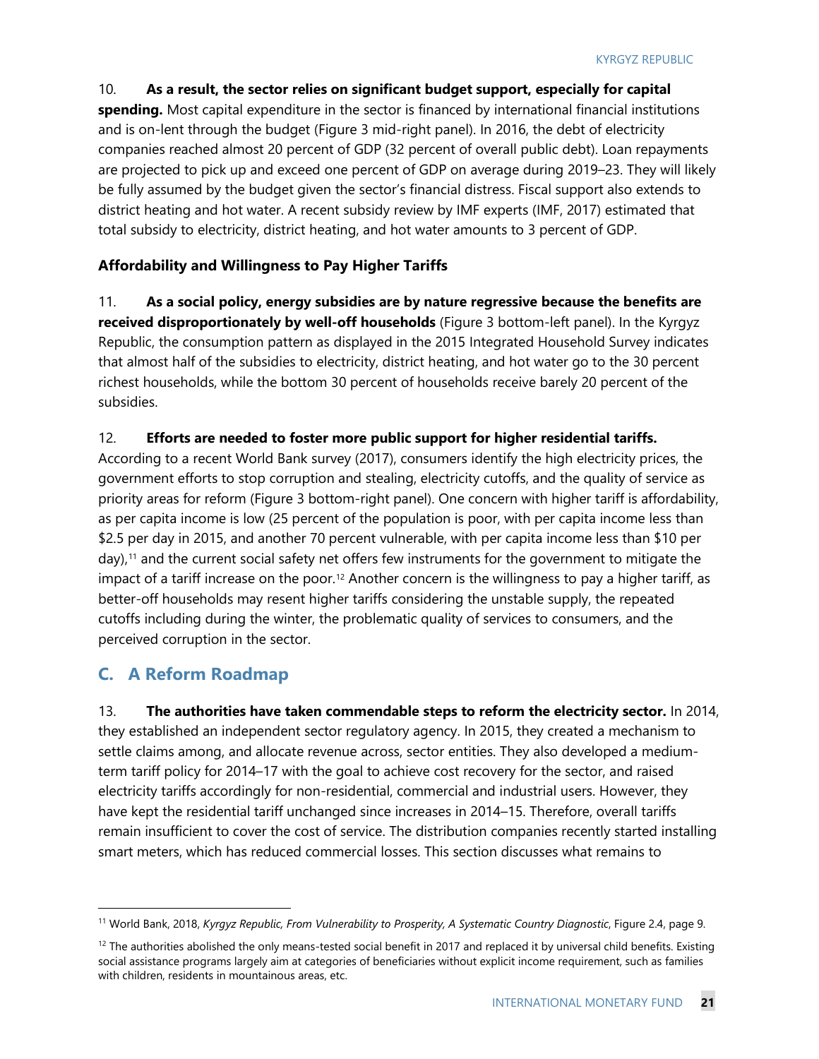10. **As a result, the sector relies on significant budget support, especially for capital spending.** Most capital expenditure in the sector is financed by international financial institutions and is on-lent through the budget (Figure 3 mid-right panel). In 2016, the debt of electricity companies reached almost 20 percent of GDP (32 percent of overall public debt). Loan repayments are projected to pick up and exceed one percent of GDP on average during 2019–23. They will likely be fully assumed by the budget given the sector's financial distress. Fiscal support also extends to district heating and hot water. A recent subsidy review by IMF experts (IMF, 2017) estimated that total subsidy to electricity, district heating, and hot water amounts to 3 percent of GDP.

### Affordability and Willingness to Pay Higher Tariffs

11. **As a social policy, energy subsidies are by nature regressive because the benefits are received disproportionately by well-off households** (Figure 3 bottom-left panel). In the Kyrgyz Republic, the consumption pattern as displayed in the 2015 Integrated Household Survey indicates that almost half of the subsidies to electricity, district heating, and hot water go to the 30 percent richest households, while the bottom 30 percent of households receive barely 20 percent of the subsidies.

12. **Efforts are needed to foster more public support for higher residential tariffs.** According to a recent World Bank survey (2017), consumers identify the high electricity prices, the government efforts to stop corruption and stealing, electricity cutoffs, and the quality of service as priority areas for reform (Figure 3 bottom-right panel). One concern with higher tariff is affordability, as per capita income is low (25 percent of the population is poor, with per capita income less than \$2.5 per day in 2015, and another 70 percent vulnerable, with per capita income less than \$10 per day),[11] and the current social safety net offers few instruments for the government to mitigate the impact of a tariff increase on the poor.[12] Another concern is the willingness to pay a higher tariff, as better-off households may resent higher tariffs considering the unstable supply, the repeated cutoffs including during the winter, the problematic quality of services to consumers, and the perceived corruption in the sector.

## C. A Reform Roadmap

13. **The authorities have taken commendable steps to reform the electricity sector.** In 2014, they established an independent sector regulatory agency. In 2015, they created a mechanism to settle claims among, and allocate revenue across, sector entities. They also developed a medium-term tariff policy for 2014–17 with the goal to achieve cost recovery for the sector, and raised electricity tariffs accordingly for non-residential, commercial and industrial users. However, they have kept the residential tariff unchanged since increases in 2014–15. Therefore, overall tariffs remain insufficient to cover the cost of service. The distribution companies recently started installing smart meters, which has reduced commercial losses. This section discusses what remains to

---

[11] World Bank, 2018, *Kyrgyz Republic, From Vulnerability to Prosperity, A Systematic Country Diagnostic*, Figure 2.4, page 9.

[12] The authorities abolished the only means-tested social benefit in 2017 and replaced it by universal child benefits. Existing social assistance programs largely aim at categories of beneficiaries without explicit income requirement, such as families with children, residents in mountainous areas, etc.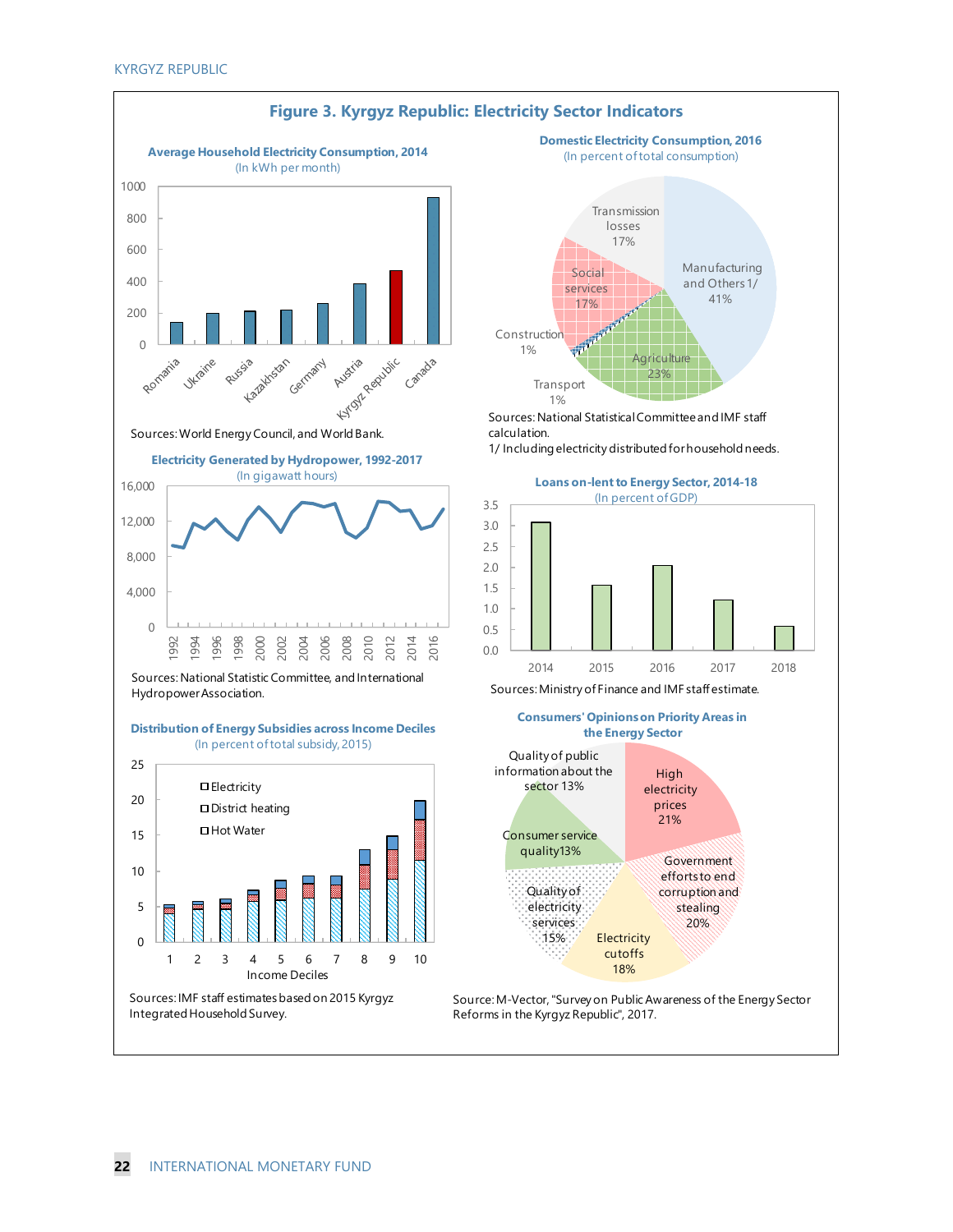## Figure 3. Kyrgyz Republic: Electricity Sector Indicators

**Average Household Electricity Consumption, 2014**
(In kWh per month)

Sources: World Energy Council, and World Bank.

**Domestic Electricity Consumption, 2016**
(In percent of total consumption)

Manufacturing and Others 1/ 41%; Agriculture 23%; Transport 1%; Construction 1%; Social services 17%; Transmission losses 17%

Sources: National Statistical Committee and IMF staff calculation.
1/ Including electricity distributed for household needs.

**Electricity Generated by Hydropower, 1992-2017**
(In gigawatt hours)

Sources: National Statistic Committee, and International Hydropower Association.

**Loans on-lent to Energy Sector, 2014-18**
(In percent of GDP)

Sources: Ministry of Finance and IMF staff estimate.

**Distribution of Energy Subsidies across Income Deciles**
(In percent of total subsidy, 2015)

Sources: IMF staff estimates based on 2015 Kyrgyz Integrated Household Survey.

**Consumers' Opinions on Priority Areas in the Energy Sector**

High electricity prices 21%; Government efforts to end corruption and stealing 20%; Electricity cutoffs 18%; Quality of electricity services 15%; Consumer service quality 13%; Quality of public information about the sector 13%

Source: M-Vector, "Survey on Public Awareness of the Energy Sector Reforms in the Kyrgyz Republic", 2017.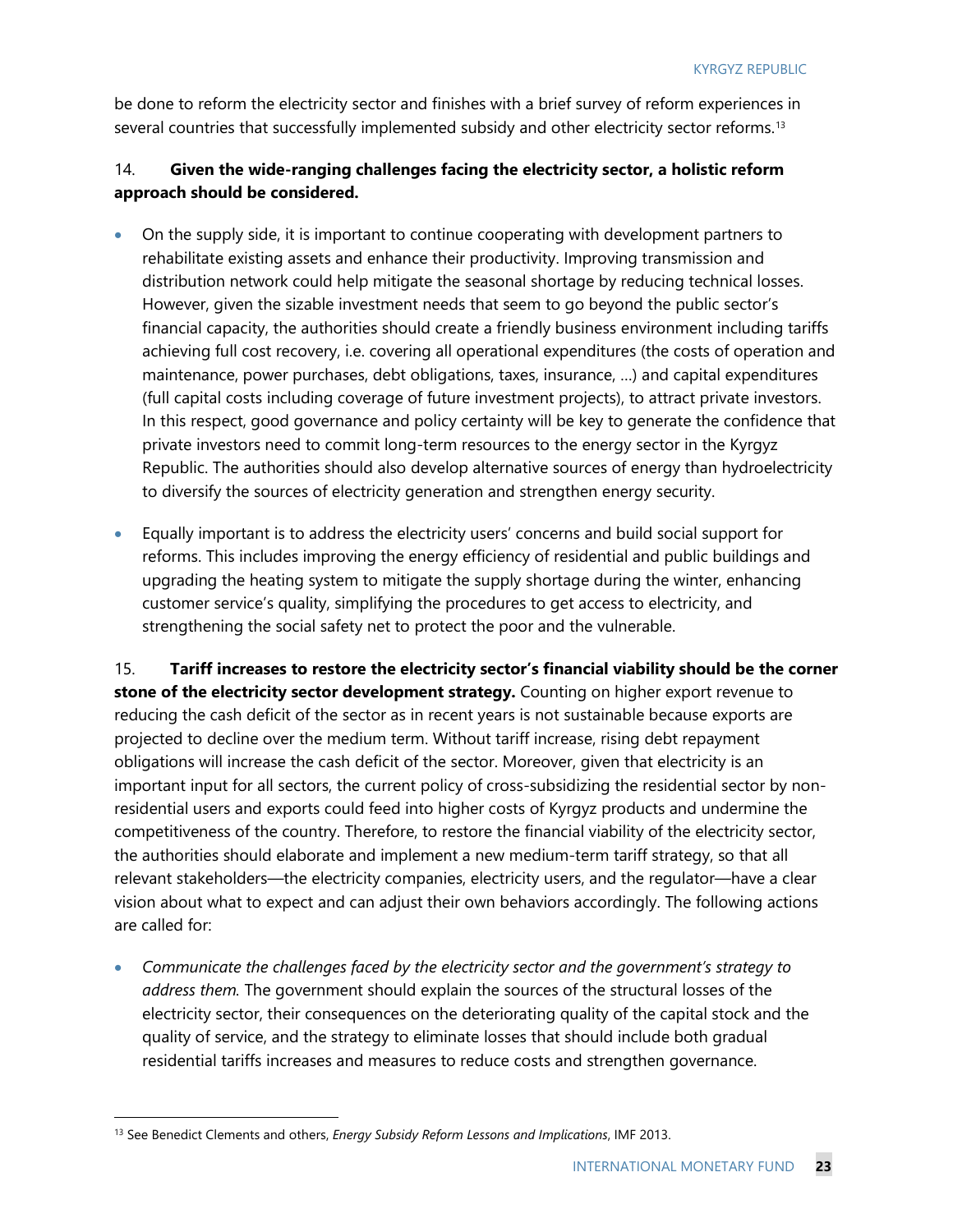be done to reform the electricity sector and finishes with a brief survey of reform experiences in several countries that successfully implemented subsidy and other electricity sector reforms.[13]

14. **Given the wide-ranging challenges facing the electricity sector, a holistic reform approach should be considered.**

- On the supply side, it is important to continue cooperating with development partners to rehabilitate existing assets and enhance their productivity. Improving transmission and distribution network could help mitigate the seasonal shortage by reducing technical losses. However, given the sizable investment needs that seem to go beyond the public sector's financial capacity, the authorities should create a friendly business environment including tariffs achieving full cost recovery, i.e. covering all operational expenditures (the costs of operation and maintenance, power purchases, debt obligations, taxes, insurance, …) and capital expenditures (full capital costs including coverage of future investment projects), to attract private investors. In this respect, good governance and policy certainty will be key to generate the confidence that private investors need to commit long-term resources to the energy sector in the Kyrgyz Republic. The authorities should also develop alternative sources of energy than hydroelectricity to diversify the sources of electricity generation and strengthen energy security.

- Equally important is to address the electricity users' concerns and build social support for reforms. This includes improving the energy efficiency of residential and public buildings and upgrading the heating system to mitigate the supply shortage during the winter, enhancing customer service's quality, simplifying the procedures to get access to electricity, and strengthening the social safety net to protect the poor and the vulnerable.

15. **Tariff increases to restore the electricity sector's financial viability should be the corner stone of the electricity sector development strategy.** Counting on higher export revenue to reducing the cash deficit of the sector as in recent years is not sustainable because exports are projected to decline over the medium term. Without tariff increase, rising debt repayment obligations will increase the cash deficit of the sector. Moreover, given that electricity is an important input for all sectors, the current policy of cross-subsidizing the residential sector by non-residential users and exports could feed into higher costs of Kyrgyz products and undermine the competitiveness of the country. Therefore, to restore the financial viability of the electricity sector, the authorities should elaborate and implement a new medium-term tariff strategy, so that all relevant stakeholders—the electricity companies, electricity users, and the regulator—have a clear vision about what to expect and can adjust their own behaviors accordingly. The following actions are called for:

- *Communicate the challenges faced by the electricity sector and the government's strategy to address them.* The government should explain the sources of the structural losses of the electricity sector, their consequences on the deteriorating quality of the capital stock and the quality of service, and the strategy to eliminate losses that should include both gradual residential tariffs increases and measures to reduce costs and strengthen governance.

---

[13] See Benedict Clements and others, *Energy Subsidy Reform Lessons and Implications*, IMF 2013.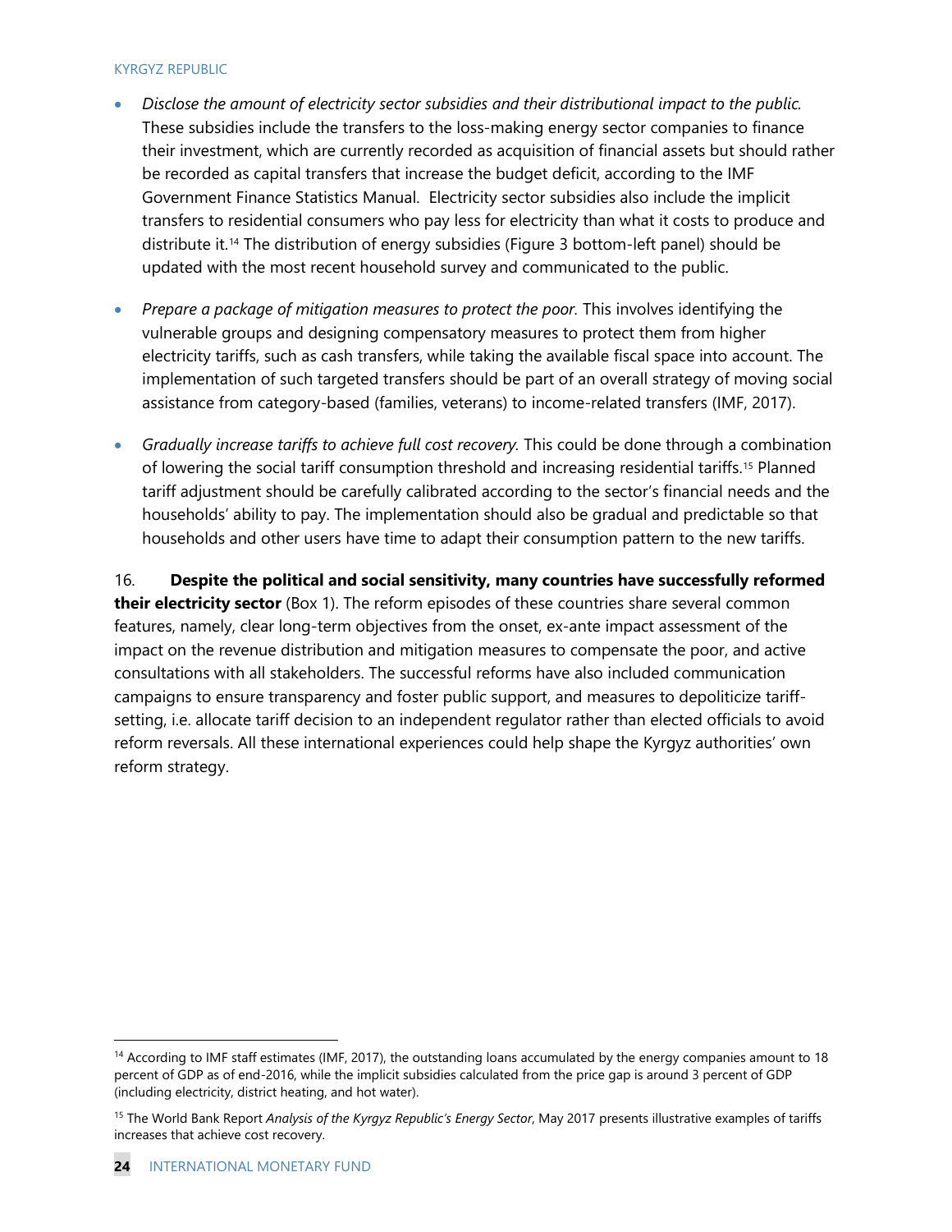- *Disclose the amount of electricity sector subsidies and their distributional impact to the public.* These subsidies include the transfers to the loss-making energy sector companies to finance their investment, which are currently recorded as acquisition of financial assets but should rather be recorded as capital transfers that increase the budget deficit, according to the IMF Government Finance Statistics Manual. Electricity sector subsidies also include the implicit transfers to residential consumers who pay less for electricity than what it costs to produce and distribute it.[14] The distribution of energy subsidies (Figure 3 bottom-left panel) should be updated with the most recent household survey and communicated to the public.

- *Prepare a package of mitigation measures to protect the poor.* This involves identifying the vulnerable groups and designing compensatory measures to protect them from higher electricity tariffs, such as cash transfers, while taking the available fiscal space into account. The implementation of such targeted transfers should be part of an overall strategy of moving social assistance from category-based (families, veterans) to income-related transfers (IMF, 2017).

- *Gradually increase tariffs to achieve full cost recovery.* This could be done through a combination of lowering the social tariff consumption threshold and increasing residential tariffs.[15] Planned tariff adjustment should be carefully calibrated according to the sector's financial needs and the households' ability to pay. The implementation should also be gradual and predictable so that households and other users have time to adapt their consumption pattern to the new tariffs.

16. **Despite the political and social sensitivity, many countries have successfully reformed their electricity sector** (Box 1). The reform episodes of these countries share several common features, namely, clear long-term objectives from the onset, ex-ante impact assessment of the impact on the revenue distribution and mitigation measures to compensate the poor, and active consultations with all stakeholders. The successful reforms have also included communication campaigns to ensure transparency and foster public support, and measures to depoliticize tariff-setting, i.e. allocate tariff decision to an independent regulator rather than elected officials to avoid reform reversals. All these international experiences could help shape the Kyrgyz authorities' own reform strategy.

---

[14] According to IMF staff estimates (IMF, 2017), the outstanding loans accumulated by the energy companies amount to 18 percent of GDP as of end-2016, while the implicit subsidies calculated from the price gap is around 3 percent of GDP (including electricity, district heating, and hot water).

[15] The World Bank Report *Analysis of the Kyrgyz Republic's Energy Sector*, May 2017 presents illustrative examples of tariffs increases that achieve cost recovery.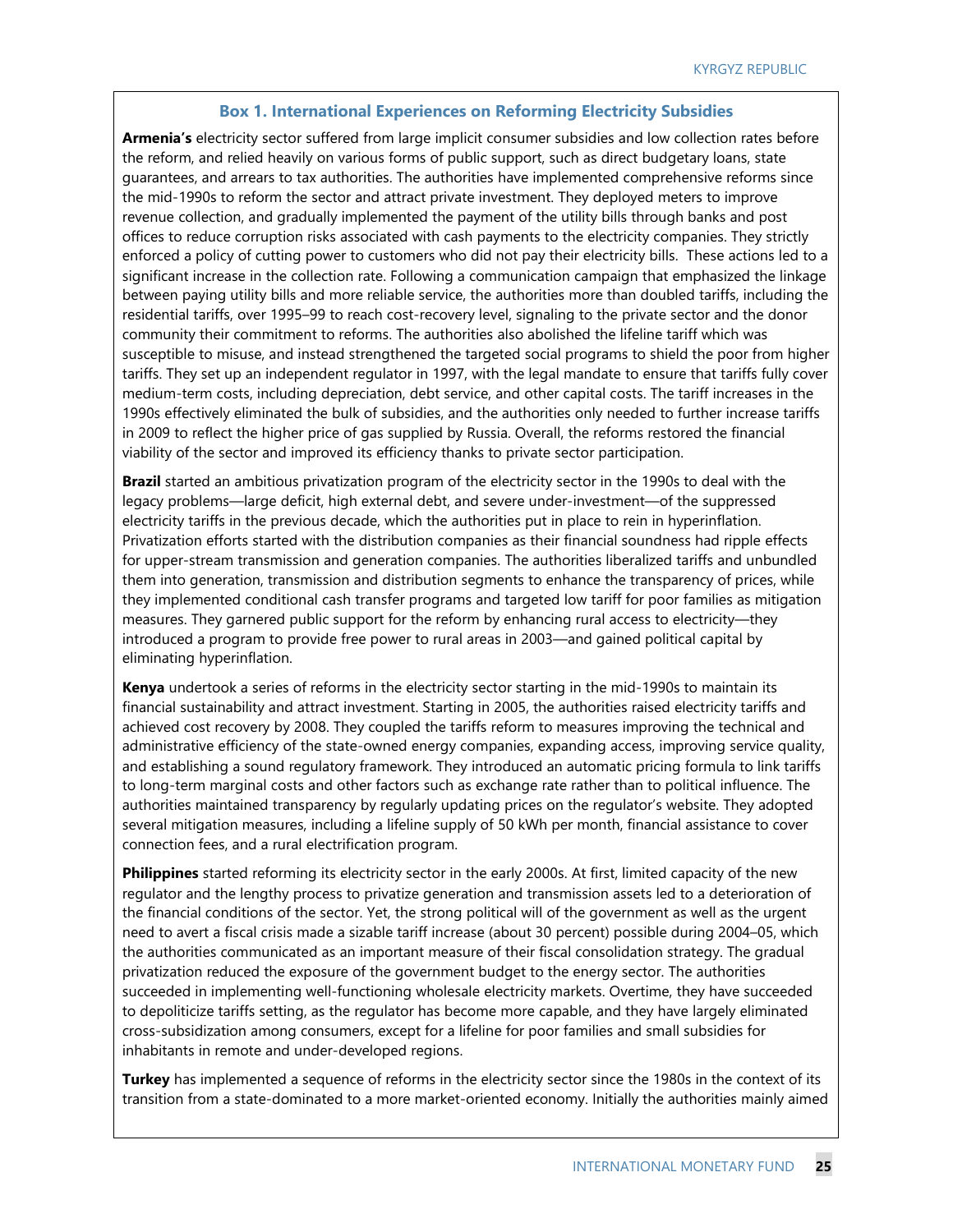### Box 1. International Experiences on Reforming Electricity Subsidies

**Armenia's** electricity sector suffered from large implicit consumer subsidies and low collection rates before the reform, and relied heavily on various forms of public support, such as direct budgetary loans, state guarantees, and arrears to tax authorities. The authorities have implemented comprehensive reforms since the mid-1990s to reform the sector and attract private investment. They deployed meters to improve revenue collection, and gradually implemented the payment of the utility bills through banks and post offices to reduce corruption risks associated with cash payments to the electricity companies. They strictly enforced a policy of cutting power to customers who did not pay their electricity bills. These actions led to a significant increase in the collection rate. Following a communication campaign that emphasized the linkage between paying utility bills and more reliable service, the authorities more than doubled tariffs, including the residential tariffs, over 1995–99 to reach cost-recovery level, signaling to the private sector and the donor community their commitment to reforms. The authorities also abolished the lifeline tariff which was susceptible to misuse, and instead strengthened the targeted social programs to shield the poor from higher tariffs. They set up an independent regulator in 1997, with the legal mandate to ensure that tariffs fully cover medium-term costs, including depreciation, debt service, and other capital costs. The tariff increases in the 1990s effectively eliminated the bulk of subsidies, and the authorities only needed to further increase tariffs in 2009 to reflect the higher price of gas supplied by Russia. Overall, the reforms restored the financial viability of the sector and improved its efficiency thanks to private sector participation.

**Brazil** started an ambitious privatization program of the electricity sector in the 1990s to deal with the legacy problems—large deficit, high external debt, and severe under-investment—of the suppressed electricity tariffs in the previous decade, which the authorities put in place to rein in hyperinflation. Privatization efforts started with the distribution companies as their financial soundness had ripple effects for upper-stream transmission and generation companies. The authorities liberalized tariffs and unbundled them into generation, transmission and distribution segments to enhance the transparency of prices, while they implemented conditional cash transfer programs and targeted low tariff for poor families as mitigation measures. They garnered public support for the reform by enhancing rural access to electricity—they introduced a program to provide free power to rural areas in 2003—and gained political capital by eliminating hyperinflation.

**Kenya** undertook a series of reforms in the electricity sector starting in the mid-1990s to maintain its financial sustainability and attract investment. Starting in 2005, the authorities raised electricity tariffs and achieved cost recovery by 2008. They coupled the tariffs reform to measures improving the technical and administrative efficiency of the state-owned energy companies, expanding access, improving service quality, and establishing a sound regulatory framework. They introduced an automatic pricing formula to link tariffs to long-term marginal costs and other factors such as exchange rate rather than to political influence. The authorities maintained transparency by regularly updating prices on the regulator's website. They adopted several mitigation measures, including a lifeline supply of 50 kWh per month, financial assistance to cover connection fees, and a rural electrification program.

**Philippines** started reforming its electricity sector in the early 2000s. At first, limited capacity of the new regulator and the lengthy process to privatize generation and transmission assets led to a deterioration of the financial conditions of the sector. Yet, the strong political will of the government as well as the urgent need to avert a fiscal crisis made a sizable tariff increase (about 30 percent) possible during 2004–05, which the authorities communicated as an important measure of their fiscal consolidation strategy. The gradual privatization reduced the exposure of the government budget to the energy sector. The authorities succeeded in implementing well-functioning wholesale electricity markets. Overtime, they have succeeded to depoliticize tariffs setting, as the regulator has become more capable, and they have largely eliminated cross-subsidization among consumers, except for a lifeline for poor families and small subsidies for inhabitants in remote and under-developed regions.

**Turkey** has implemented a sequence of reforms in the electricity sector since the 1980s in the context of its transition from a state-dominated to a more market-oriented economy. Initially the authorities mainly aimed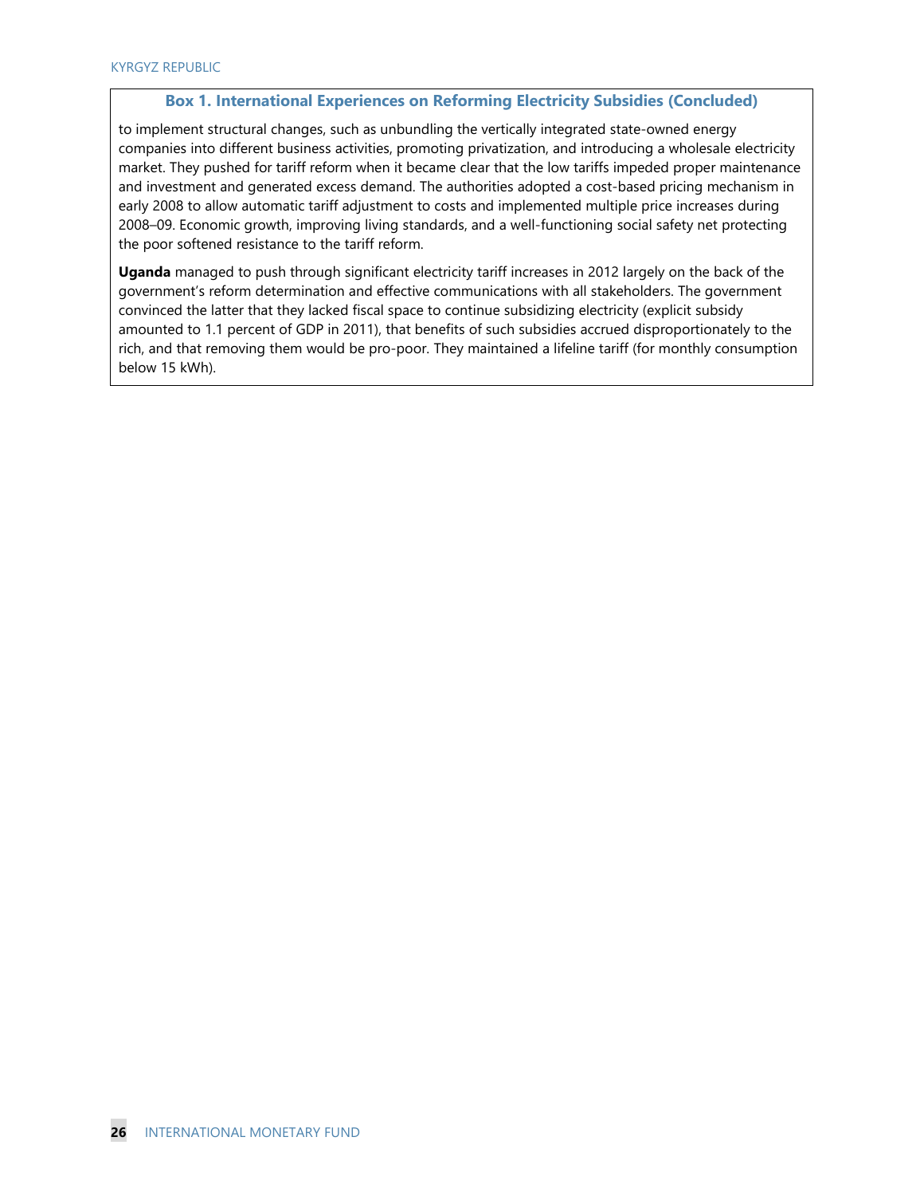### Box 1. International Experiences on Reforming Electricity Subsidies (Concluded)

to implement structural changes, such as unbundling the vertically integrated state-owned energy companies into different business activities, promoting privatization, and introducing a wholesale electricity market. They pushed for tariff reform when it became clear that the low tariffs impeded proper maintenance and investment and generated excess demand. The authorities adopted a cost-based pricing mechanism in early 2008 to allow automatic tariff adjustment to costs and implemented multiple price increases during 2008–09. Economic growth, improving living standards, and a well-functioning social safety net protecting the poor softened resistance to the tariff reform.

**Uganda** managed to push through significant electricity tariff increases in 2012 largely on the back of the government's reform determination and effective communications with all stakeholders. The government convinced the latter that they lacked fiscal space to continue subsidizing electricity (explicit subsidy amounted to 1.1 percent of GDP in 2011), that benefits of such subsidies accrued disproportionately to the rich, and that removing them would be pro-poor. They maintained a lifeline tariff (for monthly consumption below 15 kWh).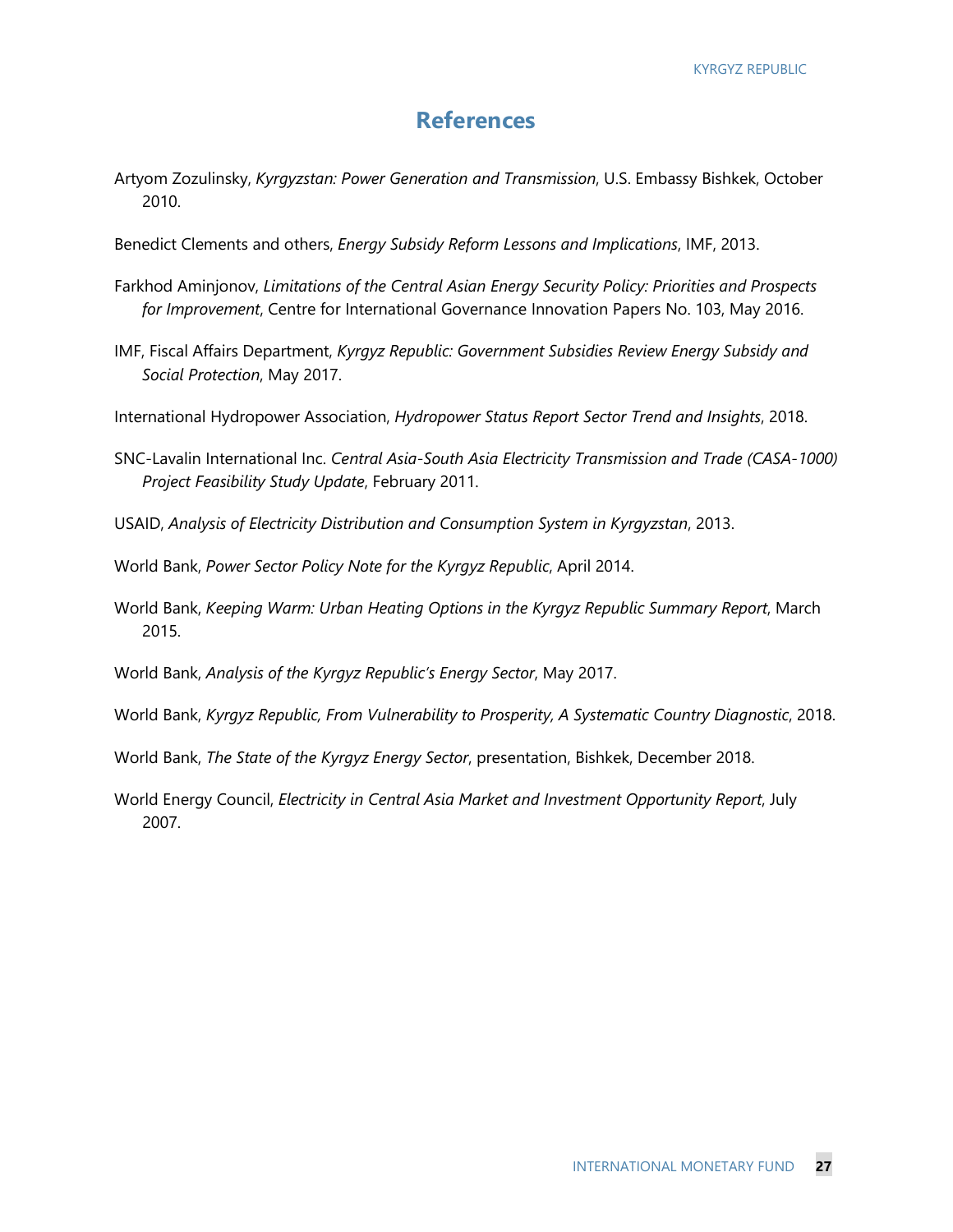# References

Artyom Zozulinsky, *Kyrgyzstan: Power Generation and Transmission*, U.S. Embassy Bishkek, October 2010.

Benedict Clements and others, *Energy Subsidy Reform Lessons and Implications*, IMF, 2013.

Farkhod Aminjonov, *Limitations of the Central Asian Energy Security Policy: Priorities and Prospects for Improvement*, Centre for International Governance Innovation Papers No. 103, May 2016.

IMF, Fiscal Affairs Department, *Kyrgyz Republic: Government Subsidies Review Energy Subsidy and Social Protection*, May 2017.

International Hydropower Association, *Hydropower Status Report Sector Trend and Insights*, 2018.

SNC-Lavalin International Inc. *Central Asia-South Asia Electricity Transmission and Trade (CASA-1000) Project Feasibility Study Update*, February 2011.

USAID, *Analysis of Electricity Distribution and Consumption System in Kyrgyzstan*, 2013.

World Bank, *Power Sector Policy Note for the Kyrgyz Republic*, April 2014.

World Bank, *Keeping Warm: Urban Heating Options in the Kyrgyz Republic Summary Report*, March 2015.

World Bank, *Analysis of the Kyrgyz Republic's Energy Sector*, May 2017.

World Bank, *Kyrgyz Republic, From Vulnerability to Prosperity, A Systematic Country Diagnostic*, 2018.

World Bank, *The State of the Kyrgyz Energy Sector*, presentation, Bishkek, December 2018.

World Energy Council, *Electricity in Central Asia Market and Investment Opportunity Report*, July 2007.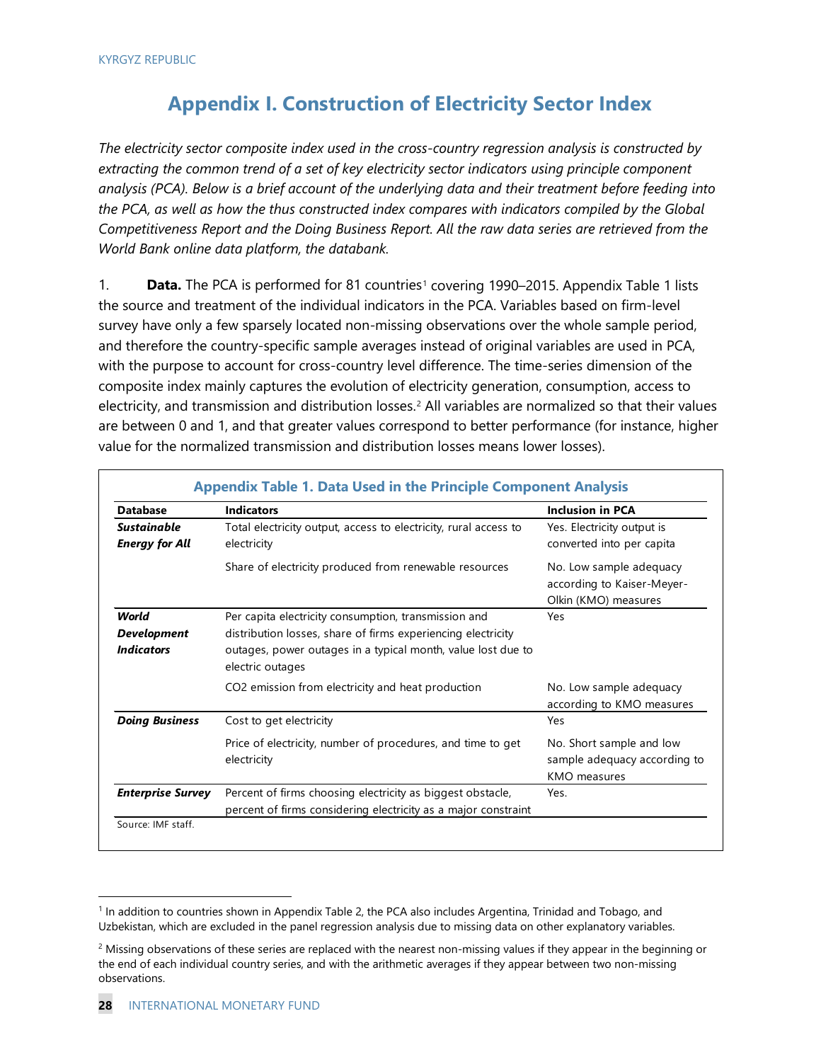# Appendix I. Construction of Electricity Sector Index

*The electricity sector composite index used in the cross-country regression analysis is constructed by extracting the common trend of a set of key electricity sector indicators using principle component analysis (PCA). Below is a brief account of the underlying data and their treatment before feeding into the PCA, as well as how the thus constructed index compares with indicators compiled by the Global Competitiveness Report and the Doing Business Report. All the raw data series are retrieved from the World Bank online data platform, the databank.*

1. **Data.** The PCA is performed for 81 countries[1] covering 1990–2015. Appendix Table 1 lists the source and treatment of the individual indicators in the PCA. Variables based on firm-level survey have only a few sparsely located non-missing observations over the whole sample period, and therefore the country-specific sample averages instead of original variables are used in PCA, with the purpose to account for cross-country level difference. The time-series dimension of the composite index mainly captures the evolution of electricity generation, consumption, access to electricity, and transmission and distribution losses.[2] All variables are normalized so that their values are between 0 and 1, and that greater values correspond to better performance (for instance, higher value for the normalized transmission and distribution losses means lower losses).

**Appendix Table 1. Data Used in the Principle Component Analysis**

| Database | Indicators | Inclusion in PCA |
|---|---|---|
| ***Sustainable Energy for All*** | Total electricity output, access to electricity, rural access to electricity | Yes. Electricity output is converted into per capita |
| | Share of electricity produced from renewable resources | No. Low sample adequacy according to Kaiser-Meyer-Olkin (KMO) measures |
| ***World Development Indicators*** | Per capita electricity consumption, transmission and distribution losses, share of firms experiencing electricity outages, power outages in a typical month, value lost due to electric outages | Yes |
| | CO2 emission from electricity and heat production | No. Low sample adequacy according to KMO measures |
| ***Doing Business*** | Cost to get electricity | Yes |
| | Price of electricity, number of procedures, and time to get electricity | No. Short sample and low sample adequacy according to KMO measures |
| ***Enterprise Survey*** | Percent of firms choosing electricity as biggest obstacle, percent of firms considering electricity as a major constraint | Yes. |

Source: IMF staff.

[1] In addition to countries shown in Appendix Table 2, the PCA also includes Argentina, Trinidad and Tobago, and Uzbekistan, which are excluded in the panel regression analysis due to missing data on other explanatory variables.

[2] Missing observations of these series are replaced with the nearest non-missing values if they appear in the beginning or the end of each individual country series, and with the arithmetic averages if they appear between two non-missing observations.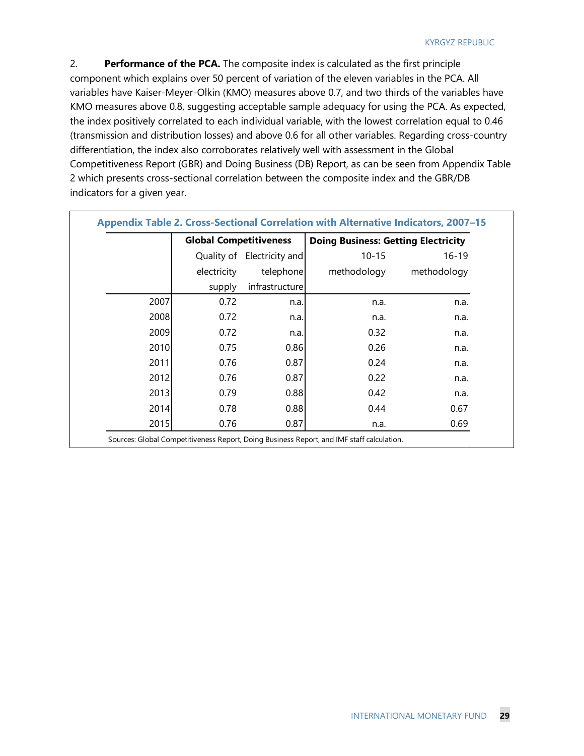2. **Performance of the PCA.** The composite index is calculated as the first principle component which explains over 50 percent of variation of the eleven variables in the PCA. All variables have Kaiser-Meyer-Olkin (KMO) measures above 0.7, and two thirds of the variables have KMO measures above 0.8, suggesting acceptable sample adequacy for using the PCA. As expected, the index positively correlated to each individual variable, with the lowest correlation equal to 0.46 (transmission and distribution losses) and above 0.6 for all other variables. Regarding cross-country differentiation, the index also corroborates relatively well with assessment in the Global Competitiveness Report (GBR) and Doing Business (DB) Report, as can be seen from Appendix Table 2 which presents cross-sectional correlation between the composite index and the GBR/DB indicators for a given year.

**Appendix Table 2. Cross-Sectional Correlation with Alternative Indicators, 2007–15**

| | Global Competitiveness | | Doing Business: Getting Electricity | |
|---|---|---|---|---|
| | Quality of electricity supply | Electricity and telephone infrastructure | 10-15 methodology | 16-19 methodology |
| 2007 | 0.72 | n.a. | n.a. | n.a. |
| 2008 | 0.72 | n.a. | n.a. | n.a. |
| 2009 | 0.72 | n.a. | 0.32 | n.a. |
| 2010 | 0.75 | 0.86 | 0.26 | n.a. |
| 2011 | 0.76 | 0.87 | 0.24 | n.a. |
| 2012 | 0.76 | 0.87 | 0.22 | n.a. |
| 2013 | 0.79 | 0.88 | 0.42 | n.a. |
| 2014 | 0.78 | 0.88 | 0.44 | 0.67 |
| 2015 | 0.76 | 0.87 | n.a. | 0.69 |

Sources: Global Competitiveness Report, Doing Business Report, and IMF staff calculation.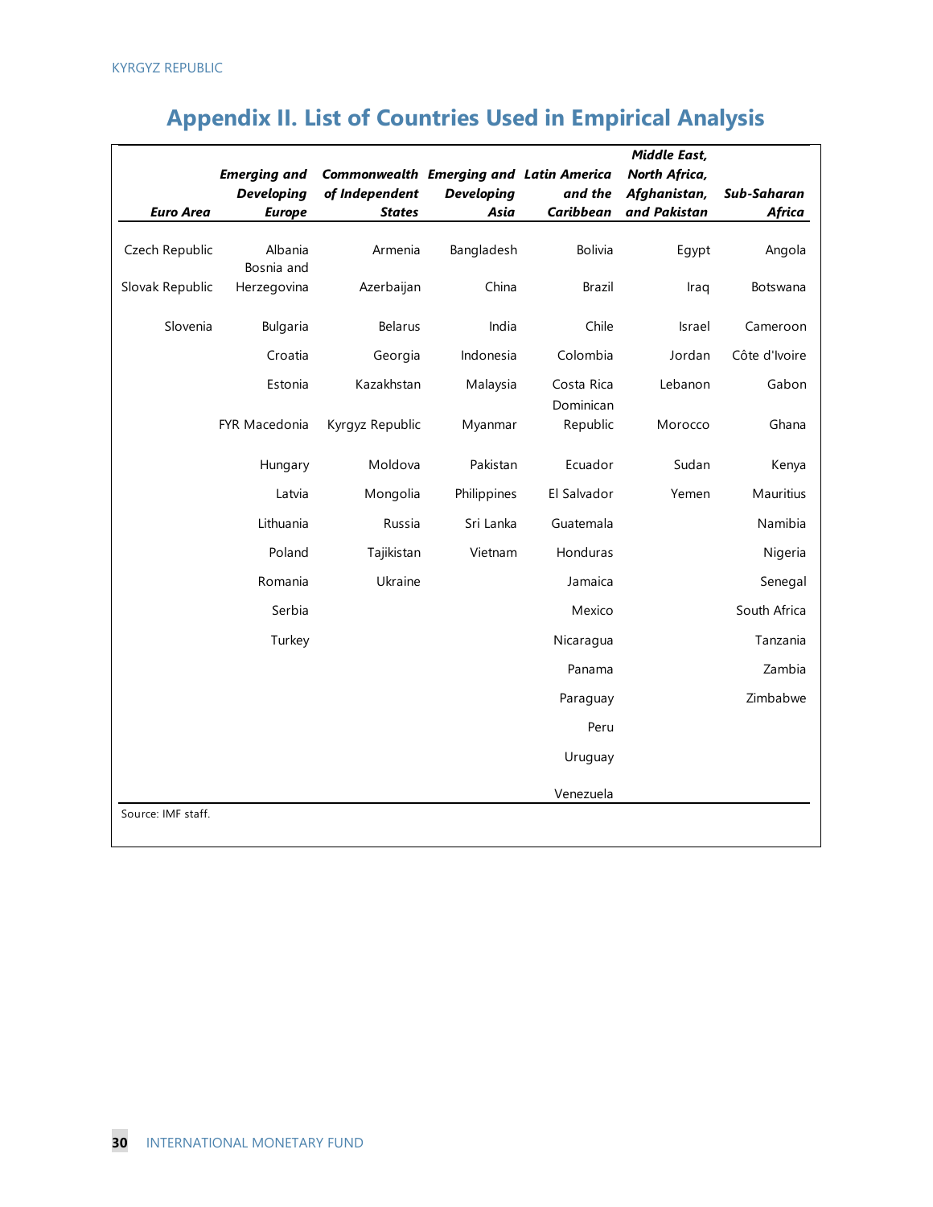# Appendix II. List of Countries Used in Empirical Analysis

| Euro Area | Emerging and Developing Europe | Commonwealth of Independent States | Emerging and Developing Asia | Latin America and the Caribbean | Middle East, North Africa, Afghanistan, and Pakistan | Sub-Saharan Africa |
|---|---|---|---|---|---|---|
| Czech Republic | Albania | Armenia | Bangladesh | Bolivia | Egypt | Angola |
| Slovak Republic | Bosnia and Herzegovina | Azerbaijan | China | Brazil | Iraq | Botswana |
| Slovenia | Bulgaria | Belarus | India | Chile | Israel | Cameroon |
| | Croatia | Georgia | Indonesia | Colombia | Jordan | Côte d'Ivoire |
| | Estonia | Kazakhstan | Malaysia | Costa Rica | Lebanon | Gabon |
| | FYR Macedonia | Kyrgyz Republic | Myanmar | Dominican Republic | Morocco | Ghana |
| | Hungary | Moldova | Pakistan | Ecuador | Sudan | Kenya |
| | Latvia | Mongolia | Philippines | El Salvador | Yemen | Mauritius |
| | Lithuania | Russia | Sri Lanka | Guatemala | | Namibia |
| | Poland | Tajikistan | Vietnam | Honduras | | Nigeria |
| | Romania | Ukraine | | Jamaica | | Senegal |
| | Serbia | | | Mexico | | South Africa |
| | Turkey | | | Nicaragua | | Tanzania |
| | | | | Panama | | Zambia |
| | | | | Paraguay | | Zimbabwe |
| | | | | Peru | | |
| | | | | Uruguay | | |
| | | | | Venezuela | | |

Source: IMF staff.